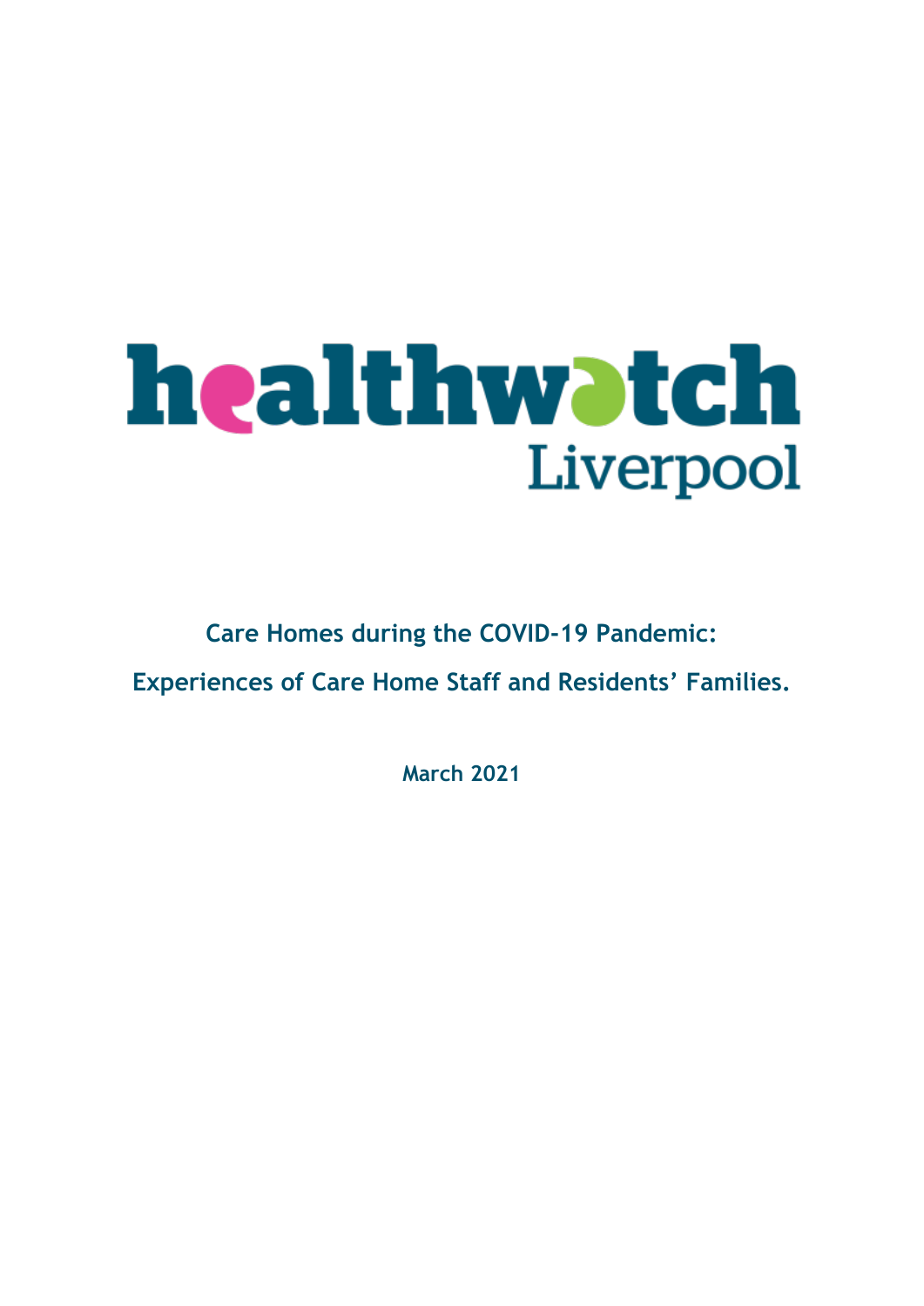healthwatch Liverpool

# Care Homes during the COVID-19 Pandemic: Experiences of Care Home Staff and Residents' Families.

**March 2021**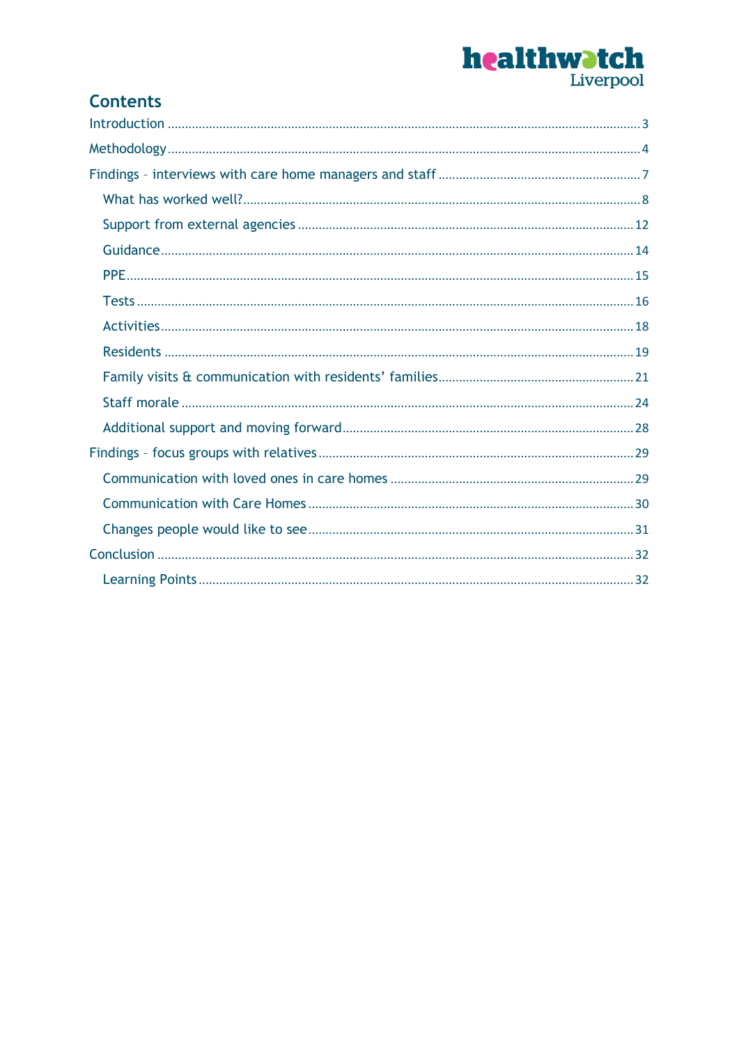## Contents

- Introduction 3
- Methodology 4
- Findings – interviews with care home managers and staff 7
  - What has worked well? 8
  - Support from external agencies 12
  - Guidance 14
  - PPE 15
  - Tests 16
  - Activities 18
  - Residents 19
  - Family visits & communication with residents' families 21
  - Staff morale 24
  - Additional support and moving forward 28
- Findings – focus groups with relatives 29
  - Communication with loved ones in care homes 29
  - Communication with Care Homes 30
  - Changes people would like to see 31
- Conclusion 32
  - Learning Points 32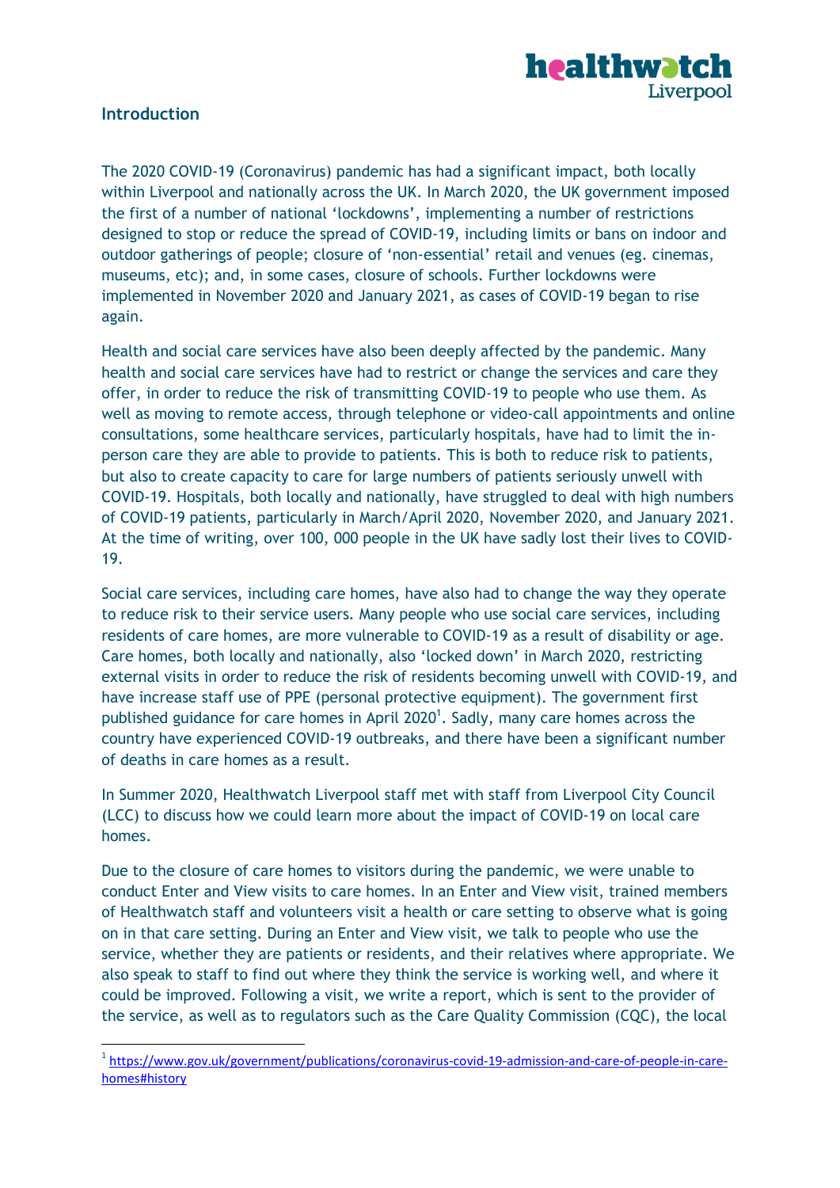## Introduction

The 2020 COVID-19 (Coronavirus) pandemic has had a significant impact, both locally within Liverpool and nationally across the UK. In March 2020, the UK government imposed the first of a number of national 'lockdowns', implementing a number of restrictions designed to stop or reduce the spread of COVID-19, including limits or bans on indoor and outdoor gatherings of people; closure of 'non-essential' retail and venues (eg. cinemas, museums, etc); and, in some cases, closure of schools. Further lockdowns were implemented in November 2020 and January 2021, as cases of COVID-19 began to rise again.

Health and social care services have also been deeply affected by the pandemic. Many health and social care services have had to restrict or change the services and care they offer, in order to reduce the risk of transmitting COVID-19 to people who use them. As well as moving to remote access, through telephone or video-call appointments and online consultations, some healthcare services, particularly hospitals, have had to limit the in-person care they are able to provide to patients. This is both to reduce risk to patients, but also to create capacity to care for large numbers of patients seriously unwell with COVID-19. Hospitals, both locally and nationally, have struggled to deal with high numbers of COVID-19 patients, particularly in March/April 2020, November 2020, and January 2021. At the time of writing, over 100, 000 people in the UK have sadly lost their lives to COVID-19.

Social care services, including care homes, have also had to change the way they operate to reduce risk to their service users. Many people who use social care services, including residents of care homes, are more vulnerable to COVID-19 as a result of disability or age. Care homes, both locally and nationally, also 'locked down' in March 2020, restricting external visits in order to reduce the risk of residents becoming unwell with COVID-19, and have increase staff use of PPE (personal protective equipment). The government first published guidance for care homes in April 2020[1]. Sadly, many care homes across the country have experienced COVID-19 outbreaks, and there have been a significant number of deaths in care homes as a result.

In Summer 2020, Healthwatch Liverpool staff met with staff from Liverpool City Council (LCC) to discuss how we could learn more about the impact of COVID-19 on local care homes.

Due to the closure of care homes to visitors during the pandemic, we were unable to conduct Enter and View visits to care homes. In an Enter and View visit, trained members of Healthwatch staff and volunteers visit a health or care setting to observe what is going on in that care setting. During an Enter and View visit, we talk to people who use the service, whether they are patients or residents, and their relatives where appropriate. We also speak to staff to find out where they think the service is working well, and where it could be improved. Following a visit, we write a report, which is sent to the provider of the service, as well as to regulators such as the Care Quality Commission (CQC), the local

[1] https://www.gov.uk/government/publications/coronavirus-covid-19-admission-and-care-of-people-in-care-homes#history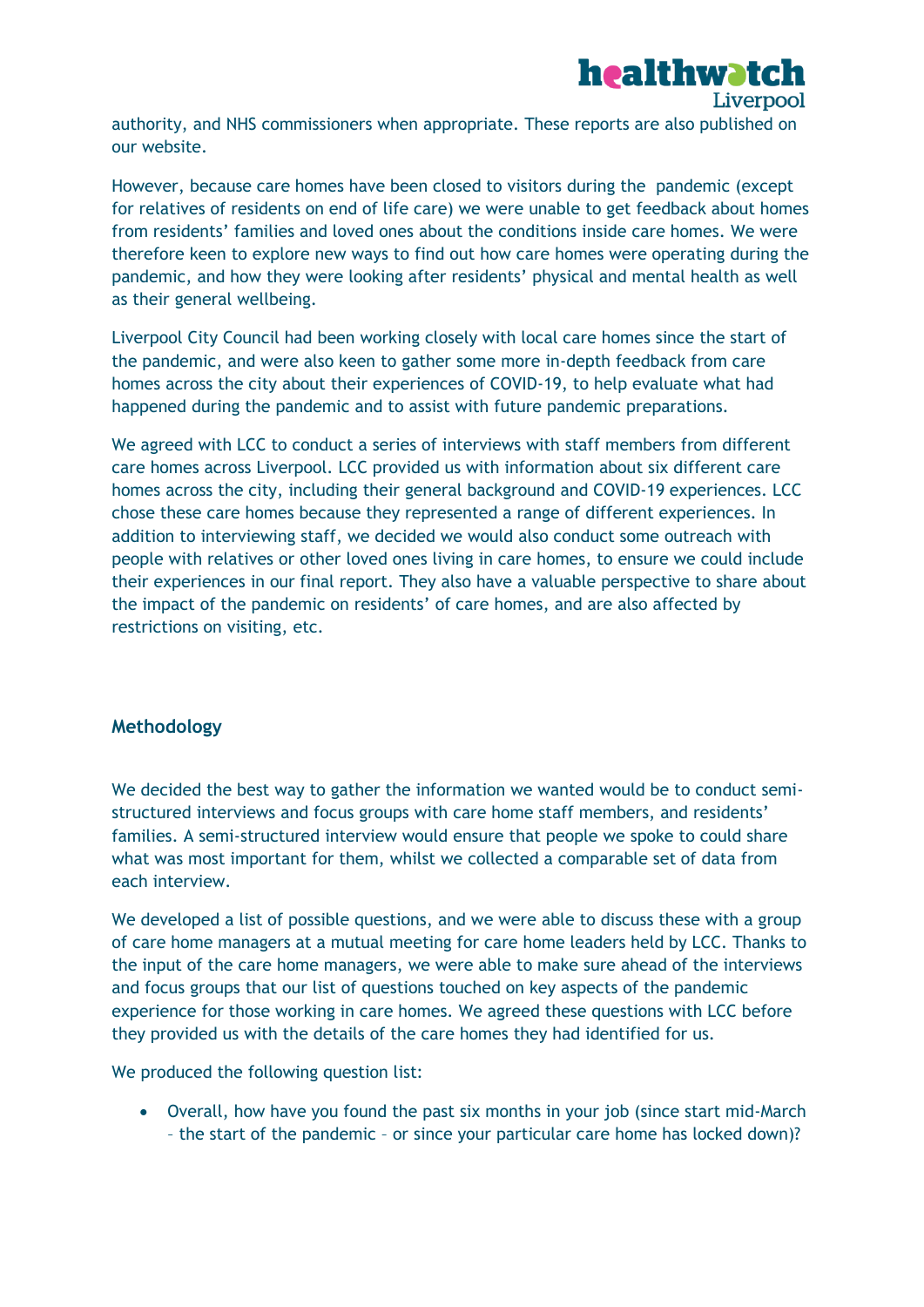authority, and NHS commissioners when appropriate. These reports are also published on our website.

However, because care homes have been closed to visitors during the pandemic (except for relatives of residents on end of life care) we were unable to get feedback about homes from residents' families and loved ones about the conditions inside care homes. We were therefore keen to explore new ways to find out how care homes were operating during the pandemic, and how they were looking after residents' physical and mental health as well as their general wellbeing.

Liverpool City Council had been working closely with local care homes since the start of the pandemic, and were also keen to gather some more in-depth feedback from care homes across the city about their experiences of COVID-19, to help evaluate what had happened during the pandemic and to assist with future pandemic preparations.

We agreed with LCC to conduct a series of interviews with staff members from different care homes across Liverpool. LCC provided us with information about six different care homes across the city, including their general background and COVID-19 experiences. LCC chose these care homes because they represented a range of different experiences. In addition to interviewing staff, we decided we would also conduct some outreach with people with relatives or other loved ones living in care homes, to ensure we could include their experiences in our final report. They also have a valuable perspective to share about the impact of the pandemic on residents' of care homes, and are also affected by restrictions on visiting, etc.

## Methodology

We decided the best way to gather the information we wanted would be to conduct semi-structured interviews and focus groups with care home staff members, and residents' families. A semi-structured interview would ensure that people we spoke to could share what was most important for them, whilst we collected a comparable set of data from each interview.

We developed a list of possible questions, and we were able to discuss these with a group of care home managers at a mutual meeting for care home leaders held by LCC. Thanks to the input of the care home managers, we were able to make sure ahead of the interviews and focus groups that our list of questions touched on key aspects of the pandemic experience for those working in care homes. We agreed these questions with LCC before they provided us with the details of the care homes they had identified for us.

We produced the following question list:

- Overall, how have you found the past six months in your job (since start mid-March – the start of the pandemic – or since your particular care home has locked down)?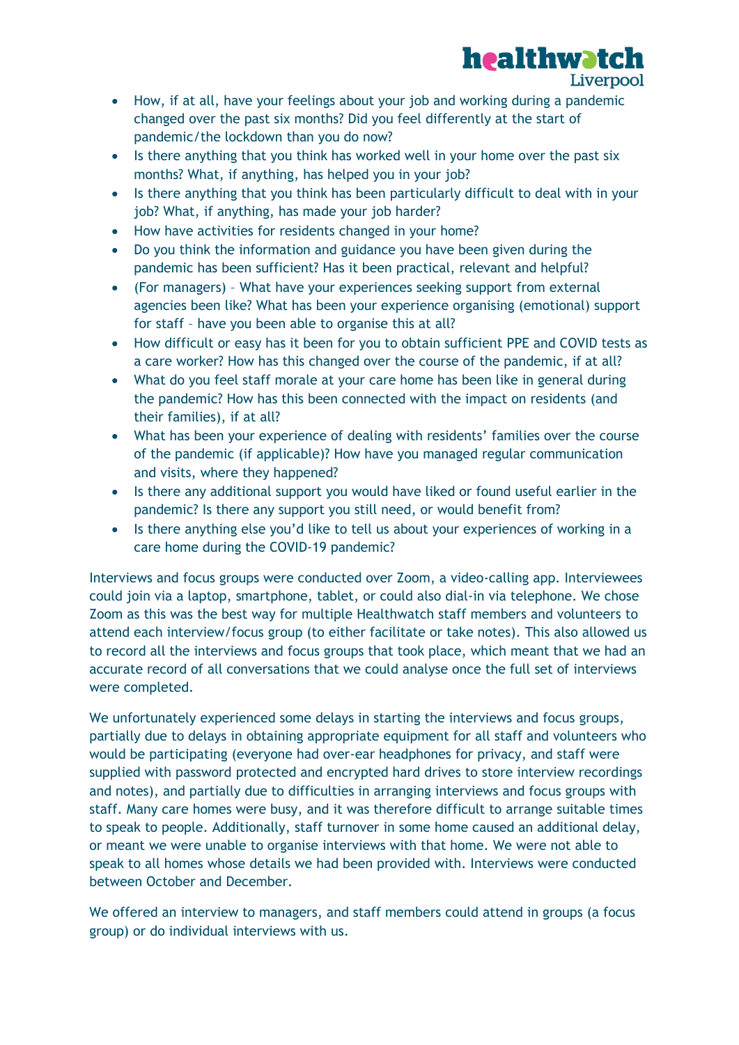- How, if at all, have your feelings about your job and working during a pandemic changed over the past six months? Did you feel differently at the start of pandemic/the lockdown than you do now?
- Is there anything that you think has worked well in your home over the past six months? What, if anything, has helped you in your job?
- Is there anything that you think has been particularly difficult to deal with in your job? What, if anything, has made your job harder?
- How have activities for residents changed in your home?
- Do you think the information and guidance you have been given during the pandemic has been sufficient? Has it been practical, relevant and helpful?
- (For managers) – What have your experiences seeking support from external agencies been like? What has been your experience organising (emotional) support for staff – have you been able to organise this at all?
- How difficult or easy has it been for you to obtain sufficient PPE and COVID tests as a care worker? How has this changed over the course of the pandemic, if at all?
- What do you feel staff morale at your care home has been like in general during the pandemic? How has this been connected with the impact on residents (and their families), if at all?
- What has been your experience of dealing with residents' families over the course of the pandemic (if applicable)? How have you managed regular communication and visits, where they happened?
- Is there any additional support you would have liked or found useful earlier in the pandemic? Is there any support you still need, or would benefit from?
- Is there anything else you'd like to tell us about your experiences of working in a care home during the COVID-19 pandemic?

Interviews and focus groups were conducted over Zoom, a video-calling app. Interviewees could join via a laptop, smartphone, tablet, or could also dial-in via telephone. We chose Zoom as this was the best way for multiple Healthwatch staff members and volunteers to attend each interview/focus group (to either facilitate or take notes). This also allowed us to record all the interviews and focus groups that took place, which meant that we had an accurate record of all conversations that we could analyse once the full set of interviews were completed.

We unfortunately experienced some delays in starting the interviews and focus groups, partially due to delays in obtaining appropriate equipment for all staff and volunteers who would be participating (everyone had over-ear headphones for privacy, and staff were supplied with password protected and encrypted hard drives to store interview recordings and notes), and partially due to difficulties in arranging interviews and focus groups with staff. Many care homes were busy, and it was therefore difficult to arrange suitable times to speak to people. Additionally, staff turnover in some home caused an additional delay, or meant we were unable to organise interviews with that home. We were not able to speak to all homes whose details we had been provided with. Interviews were conducted between October and December.

We offered an interview to managers, and staff members could attend in groups (a focus group) or do individual interviews with us.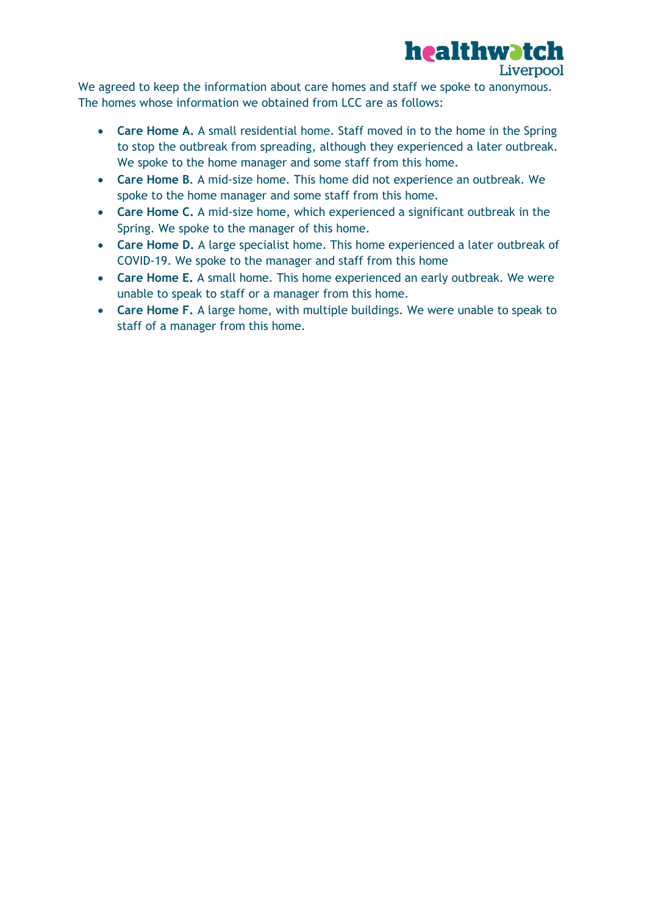We agreed to keep the information about care homes and staff we spoke to anonymous. The homes whose information we obtained from LCC are as follows:

- **Care Home A.** A small residential home. Staff moved in to the home in the Spring to stop the outbreak from spreading, although they experienced a later outbreak. We spoke to the home manager and some staff from this home.
- **Care Home B**. A mid-size home. This home did not experience an outbreak. We spoke to the home manager and some staff from this home.
- **Care Home C.** A mid-size home, which experienced a significant outbreak in the Spring. We spoke to the manager of this home.
- **Care Home D.** A large specialist home. This home experienced a later outbreak of COVID-19. We spoke to the manager and staff from this home
- **Care Home E.** A small home. This home experienced an early outbreak. We were unable to speak to staff or a manager from this home.
- **Care Home F.** A large home, with multiple buildings. We were unable to speak to staff of a manager from this home.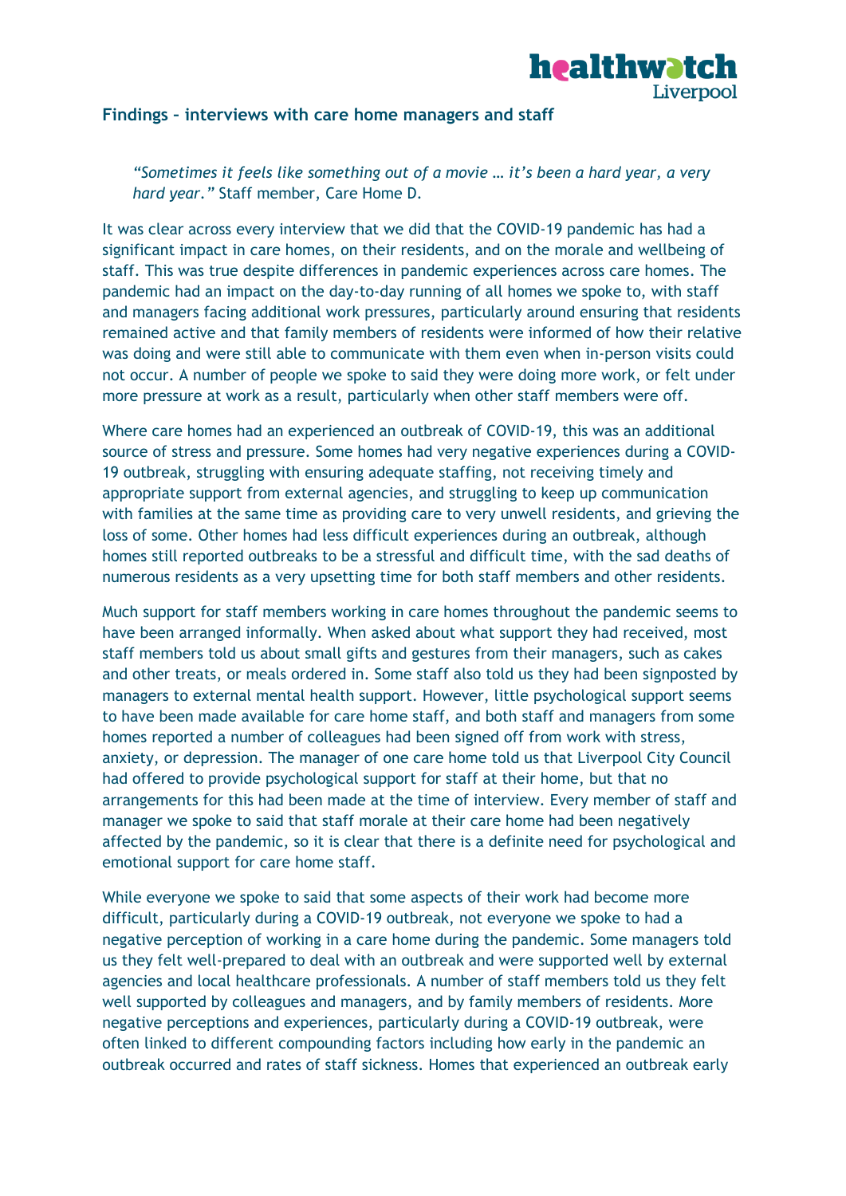## Findings – interviews with care home managers and staff

> *"Sometimes it feels like something out of a movie … it's been a hard year, a very hard year."* Staff member, Care Home D.

It was clear across every interview that we did that the COVID-19 pandemic has had a significant impact in care homes, on their residents, and on the morale and wellbeing of staff. This was true despite differences in pandemic experiences across care homes. The pandemic had an impact on the day-to-day running of all homes we spoke to, with staff and managers facing additional work pressures, particularly around ensuring that residents remained active and that family members of residents were informed of how their relative was doing and were still able to communicate with them even when in-person visits could not occur. A number of people we spoke to said they were doing more work, or felt under more pressure at work as a result, particularly when other staff members were off.

Where care homes had an experienced an outbreak of COVID-19, this was an additional source of stress and pressure. Some homes had very negative experiences during a COVID-19 outbreak, struggling with ensuring adequate staffing, not receiving timely and appropriate support from external agencies, and struggling to keep up communication with families at the same time as providing care to very unwell residents, and grieving the loss of some. Other homes had less difficult experiences during an outbreak, although homes still reported outbreaks to be a stressful and difficult time, with the sad deaths of numerous residents as a very upsetting time for both staff members and other residents.

Much support for staff members working in care homes throughout the pandemic seems to have been arranged informally. When asked about what support they had received, most staff members told us about small gifts and gestures from their managers, such as cakes and other treats, or meals ordered in. Some staff also told us they had been signposted by managers to external mental health support. However, little psychological support seems to have been made available for care home staff, and both staff and managers from some homes reported a number of colleagues had been signed off from work with stress, anxiety, or depression. The manager of one care home told us that Liverpool City Council had offered to provide psychological support for staff at their home, but that no arrangements for this had been made at the time of interview. Every member of staff and manager we spoke to said that staff morale at their care home had been negatively affected by the pandemic, so it is clear that there is a definite need for psychological and emotional support for care home staff.

While everyone we spoke to said that some aspects of their work had become more difficult, particularly during a COVID-19 outbreak, not everyone we spoke to had a negative perception of working in a care home during the pandemic. Some managers told us they felt well-prepared to deal with an outbreak and were supported well by external agencies and local healthcare professionals. A number of staff members told us they felt well supported by colleagues and managers, and by family members of residents. More negative perceptions and experiences, particularly during a COVID-19 outbreak, were often linked to different compounding factors including how early in the pandemic an outbreak occurred and rates of staff sickness. Homes that experienced an outbreak early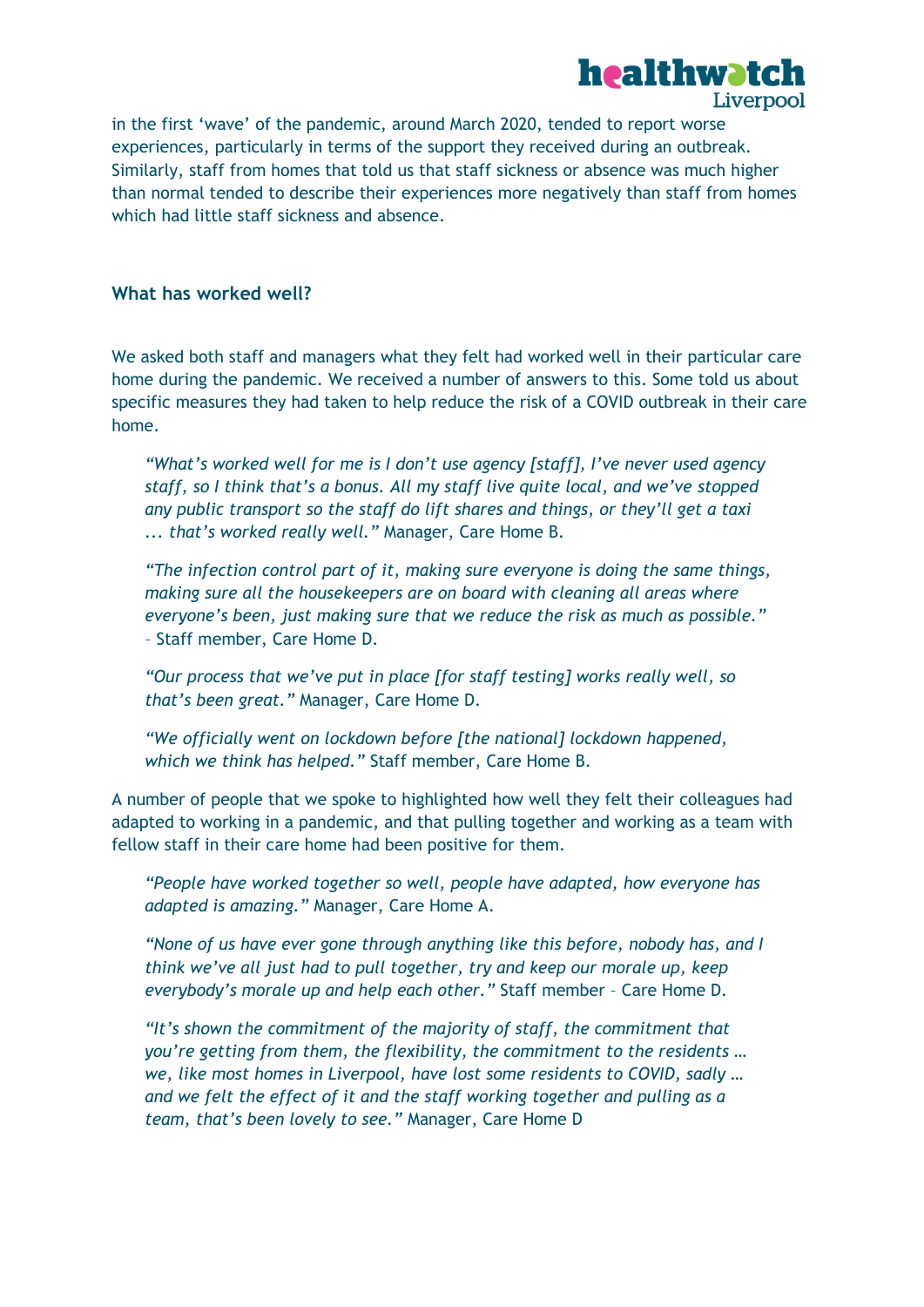in the first 'wave' of the pandemic, around March 2020, tended to report worse experiences, particularly in terms of the support they received during an outbreak. Similarly, staff from homes that told us that staff sickness or absence was much higher than normal tended to describe their experiences more negatively than staff from homes which had little staff sickness and absence.

### What has worked well?

We asked both staff and managers what they felt had worked well in their particular care home during the pandemic. We received a number of answers to this. Some told us about specific measures they had taken to help reduce the risk of a COVID outbreak in their care home.

> *"What's worked well for me is I don't use agency [staff], I've never used agency staff, so I think that's a bonus. All my staff live quite local, and we've stopped any public transport so the staff do lift shares and things, or they'll get a taxi ... that's worked really well."* Manager, Care Home B.

> *"The infection control part of it, making sure everyone is doing the same things, making sure all the housekeepers are on board with cleaning all areas where everyone's been, just making sure that we reduce the risk as much as possible."* – Staff member, Care Home D.

> *"Our process that we've put in place [for staff testing] works really well, so that's been great."* Manager, Care Home D.

> *"We officially went on lockdown before [the national] lockdown happened, which we think has helped."* Staff member, Care Home B.

A number of people that we spoke to highlighted how well they felt their colleagues had adapted to working in a pandemic, and that pulling together and working as a team with fellow staff in their care home had been positive for them.

> *"People have worked together so well, people have adapted, how everyone has adapted is amazing."* Manager, Care Home A.

> *"None of us have ever gone through anything like this before, nobody has, and I think we've all just had to pull together, try and keep our morale up, keep everybody's morale up and help each other."* Staff member – Care Home D.

> *"It's shown the commitment of the majority of staff, the commitment that you're getting from them, the flexibility, the commitment to the residents … we, like most homes in Liverpool, have lost some residents to COVID, sadly … and we felt the effect of it and the staff working together and pulling as a team, that's been lovely to see."* Manager, Care Home D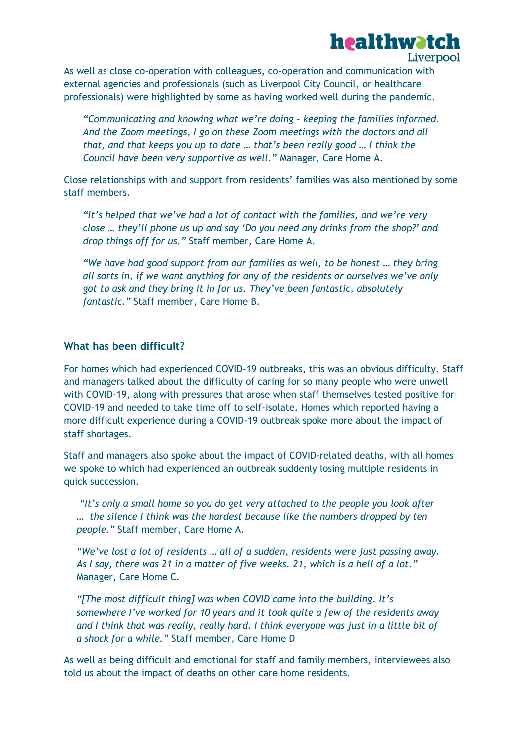As well as close co-operation with colleagues, co-operation and communication with external agencies and professionals (such as Liverpool City Council, or healthcare professionals) were highlighted by some as having worked well during the pandemic.

> *"Communicating and knowing what we're doing – keeping the families informed. And the Zoom meetings, I go on these Zoom meetings with the doctors and all that, and that keeps you up to date … that's been really good … I think the Council have been very supportive as well."* Manager, Care Home A.

Close relationships with and support from residents' families was also mentioned by some staff members.

> *"It's helped that we've had a lot of contact with the families, and we're very close … they'll phone us up and say 'Do you need any drinks from the shop?' and drop things off for us."* Staff member, Care Home A.

> *"We have had good support from our families as well, to be honest … they bring all sorts in, if we want anything for any of the residents or ourselves we've only got to ask and they bring it in for us. They've been fantastic, absolutely fantastic."* Staff member, Care Home B.

### What has been difficult?

For homes which had experienced COVID-19 outbreaks, this was an obvious difficulty. Staff and managers talked about the difficulty of caring for so many people who were unwell with COVID-19, along with pressures that arose when staff themselves tested positive for COVID-19 and needed to take time off to self-isolate. Homes which reported having a more difficult experience during a COVID-19 outbreak spoke more about the impact of staff shortages.

Staff and managers also spoke about the impact of COVID-related deaths, with all homes we spoke to which had experienced an outbreak suddenly losing multiple residents in quick succession.

> *"It's only a small home so you do get very attached to the people you look after … the silence I think was the hardest because like the numbers dropped by ten people."* Staff member, Care Home A.

> *"We've lost a lot of residents … all of a sudden, residents were just passing away. As I say, there was 21 in a matter of five weeks. 21, which is a hell of a lot."* Manager, Care Home C.

> *"[The most difficult thing] was when COVID came into the building. It's somewhere I've worked for 10 years and it took quite a few of the residents away and I think that was really, really hard. I think everyone was just in a little bit of a shock for a while."* Staff member, Care Home D

As well as being difficult and emotional for staff and family members, interviewees also told us about the impact of deaths on other care home residents.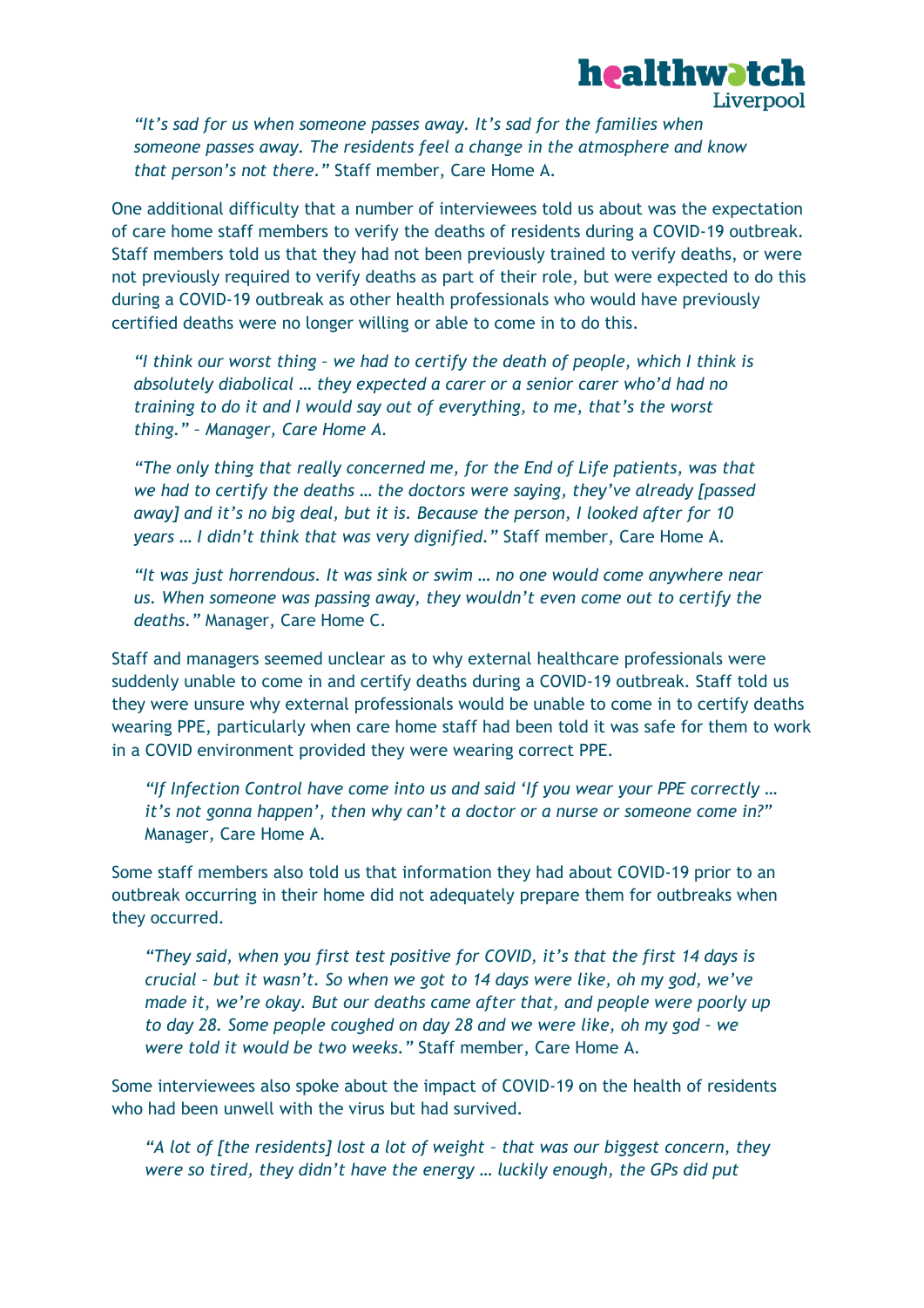*"It's sad for us when someone passes away. It's sad for the families when someone passes away. The residents feel a change in the atmosphere and know that person's not there."* Staff member, Care Home A.

One additional difficulty that a number of interviewees told us about was the expectation of care home staff members to verify the deaths of residents during a COVID-19 outbreak. Staff members told us that they had not been previously trained to verify deaths, or were not previously required to verify deaths as part of their role, but were expected to do this during a COVID-19 outbreak as other health professionals who would have previously certified deaths were no longer willing or able to come in to do this.

*"I think our worst thing – we had to certify the death of people, which I think is absolutely diabolical … they expected a carer or a senior carer who'd had no training to do it and I would say out of everything, to me, that's the worst thing." – Manager, Care Home A.*

*"The only thing that really concerned me, for the End of Life patients, was that we had to certify the deaths … the doctors were saying, they've already [passed away] and it's no big deal, but it is. Because the person, I looked after for 10 years … I didn't think that was very dignified."* Staff member, Care Home A.

*"It was just horrendous. It was sink or swim … no one would come anywhere near us. When someone was passing away, they wouldn't even come out to certify the deaths."* Manager, Care Home C.

Staff and managers seemed unclear as to why external healthcare professionals were suddenly unable to come in and certify deaths during a COVID-19 outbreak. Staff told us they were unsure why external professionals would be unable to come in to certify deaths wearing PPE, particularly when care home staff had been told it was safe for them to work in a COVID environment provided they were wearing correct PPE.

*"If Infection Control have come into us and said 'If you wear your PPE correctly … it's not gonna happen', then why can't a doctor or a nurse or someone come in?"* Manager, Care Home A.

Some staff members also told us that information they had about COVID-19 prior to an outbreak occurring in their home did not adequately prepare them for outbreaks when they occurred.

*"They said, when you first test positive for COVID, it's that the first 14 days is crucial – but it wasn't. So when we got to 14 days were like, oh my god, we've made it, we're okay. But our deaths came after that, and people were poorly up to day 28. Some people coughed on day 28 and we were like, oh my god – we were told it would be two weeks."* Staff member, Care Home A.

Some interviewees also spoke about the impact of COVID-19 on the health of residents who had been unwell with the virus but had survived.

*"A lot of [the residents] lost a lot of weight – that was our biggest concern, they were so tired, they didn't have the energy … luckily enough, the GPs did put*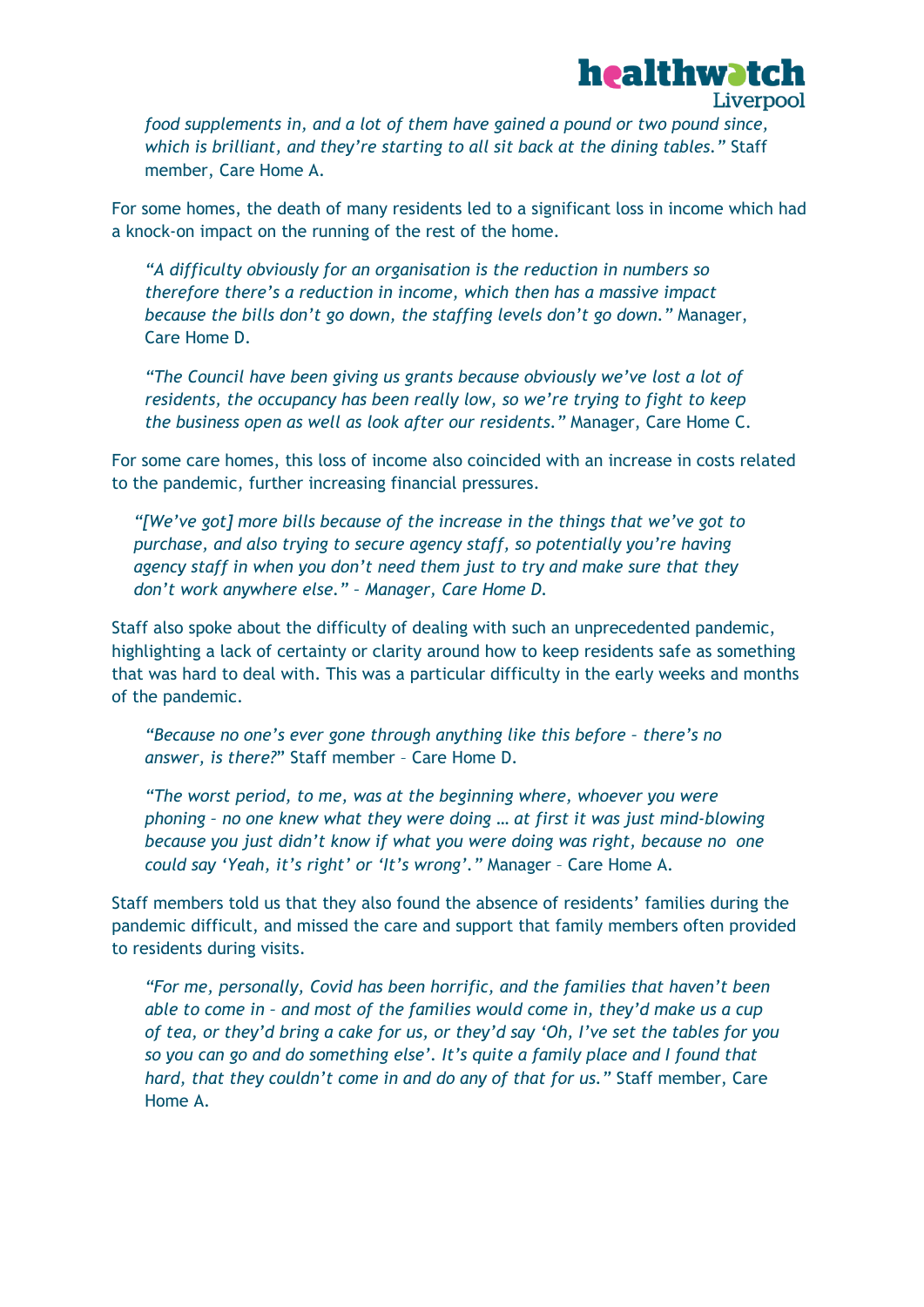*food supplements in, and a lot of them have gained a pound or two pound since, which is brilliant, and they're starting to all sit back at the dining tables."* Staff member, Care Home A.

For some homes, the death of many residents led to a significant loss in income which had a knock-on impact on the running of the rest of the home.

> *"A difficulty obviously for an organisation is the reduction in numbers so therefore there's a reduction in income, which then has a massive impact because the bills don't go down, the staffing levels don't go down."* Manager, Care Home D.

> *"The Council have been giving us grants because obviously we've lost a lot of residents, the occupancy has been really low, so we're trying to fight to keep the business open as well as look after our residents."* Manager, Care Home C.

For some care homes, this loss of income also coincided with an increase in costs related to the pandemic, further increasing financial pressures.

> *"[We've got] more bills because of the increase in the things that we've got to purchase, and also trying to secure agency staff, so potentially you're having agency staff in when you don't need them just to try and make sure that they don't work anywhere else." – Manager, Care Home D.*

Staff also spoke about the difficulty of dealing with such an unprecedented pandemic, highlighting a lack of certainty or clarity around how to keep residents safe as something that was hard to deal with. This was a particular difficulty in the early weeks and months of the pandemic.

> *"Because no one's ever gone through anything like this before – there's no answer, is there?"* Staff member – Care Home D.

> *"The worst period, to me, was at the beginning where, whoever you were phoning – no one knew what they were doing … at first it was just mind-blowing because you just didn't know if what you were doing was right, because no one could say 'Yeah, it's right' or 'It's wrong'."* Manager – Care Home A.

Staff members told us that they also found the absence of residents' families during the pandemic difficult, and missed the care and support that family members often provided to residents during visits.

> *"For me, personally, Covid has been horrific, and the families that haven't been able to come in – and most of the families would come in, they'd make us a cup of tea, or they'd bring a cake for us, or they'd say 'Oh, I've set the tables for you so you can go and do something else'. It's quite a family place and I found that hard, that they couldn't come in and do any of that for us."* Staff member, Care Home A.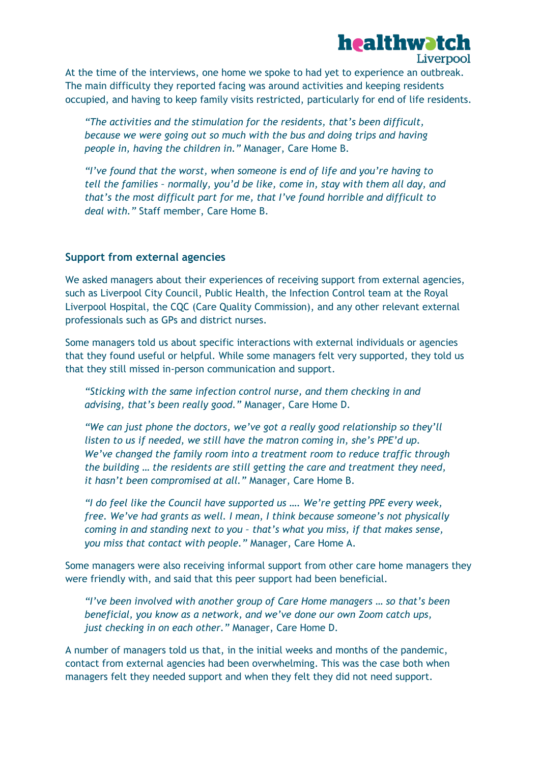At the time of the interviews, one home we spoke to had yet to experience an outbreak. The main difficulty they reported facing was around activities and keeping residents occupied, and having to keep family visits restricted, particularly for end of life residents.

> *"The activities and the stimulation for the residents, that's been difficult, because we were going out so much with the bus and doing trips and having people in, having the children in."* Manager, Care Home B.

> *"I've found that the worst, when someone is end of life and you're having to tell the families – normally, you'd be like, come in, stay with them all day, and that's the most difficult part for me, that I've found horrible and difficult to deal with."* Staff member, Care Home B.

### Support from external agencies

We asked managers about their experiences of receiving support from external agencies, such as Liverpool City Council, Public Health, the Infection Control team at the Royal Liverpool Hospital, the CQC (Care Quality Commission), and any other relevant external professionals such as GPs and district nurses.

Some managers told us about specific interactions with external individuals or agencies that they found useful or helpful. While some managers felt very supported, they told us that they still missed in-person communication and support.

> *"Sticking with the same infection control nurse, and them checking in and advising, that's been really good."* Manager, Care Home D.

> *"We can just phone the doctors, we've got a really good relationship so they'll listen to us if needed, we still have the matron coming in, she's PPE'd up. We've changed the family room into a treatment room to reduce traffic through the building … the residents are still getting the care and treatment they need, it hasn't been compromised at all."* Manager, Care Home B.

> *"I do feel like the Council have supported us …. We're getting PPE every week, free. We've had grants as well. I mean, I think because someone's not physically coming in and standing next to you – that's what you miss, if that makes sense, you miss that contact with people."* Manager, Care Home A.

Some managers were also receiving informal support from other care home managers they were friendly with, and said that this peer support had been beneficial.

> *"I've been involved with another group of Care Home managers … so that's been beneficial, you know as a network, and we've done our own Zoom catch ups, just checking in on each other."* Manager, Care Home D.

A number of managers told us that, in the initial weeks and months of the pandemic, contact from external agencies had been overwhelming. This was the case both when managers felt they needed support and when they felt they did not need support.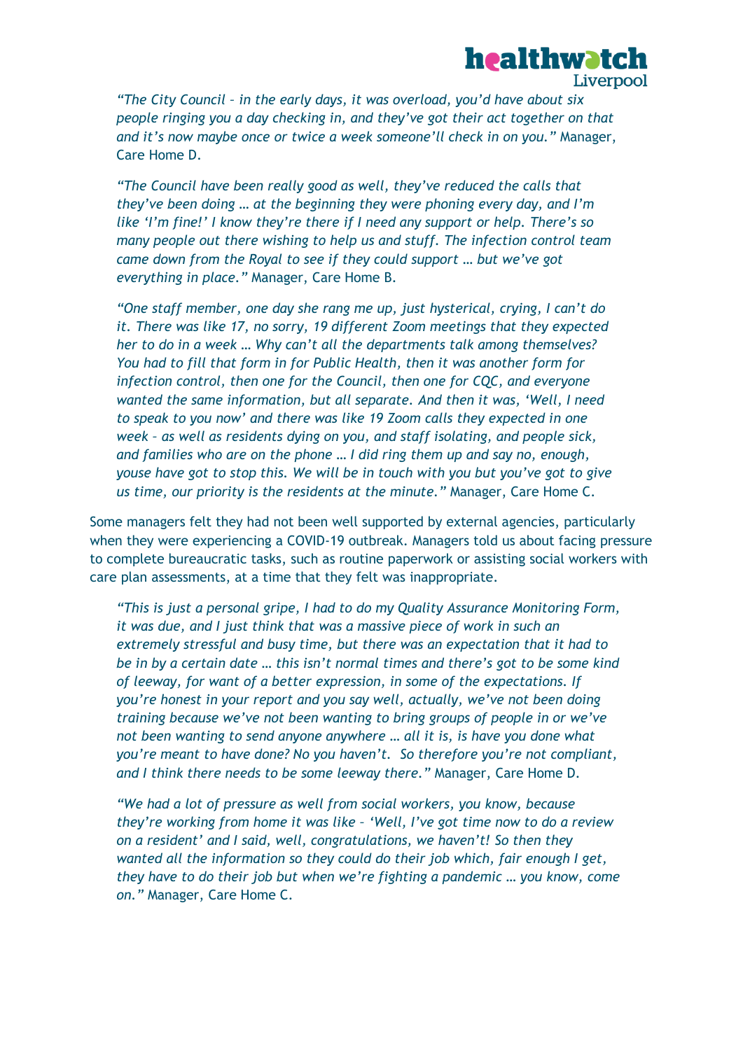*"The City Council – in the early days, it was overload, you'd have about six people ringing you a day checking in, and they've got their act together on that and it's now maybe once or twice a week someone'll check in on you."* Manager, Care Home D.

*"The Council have been really good as well, they've reduced the calls that they've been doing … at the beginning they were phoning every day, and I'm like 'I'm fine!' I know they're there if I need any support or help. There's so many people out there wishing to help us and stuff. The infection control team came down from the Royal to see if they could support … but we've got everything in place."* Manager, Care Home B.

*"One staff member, one day she rang me up, just hysterical, crying, I can't do it. There was like 17, no sorry, 19 different Zoom meetings that they expected her to do in a week … Why can't all the departments talk among themselves? You had to fill that form in for Public Health, then it was another form for infection control, then one for the Council, then one for CQC, and everyone wanted the same information, but all separate. And then it was, 'Well, I need to speak to you now' and there was like 19 Zoom calls they expected in one week – as well as residents dying on you, and staff isolating, and people sick, and families who are on the phone … I did ring them up and say no, enough, youse have got to stop this. We will be in touch with you but you've got to give us time, our priority is the residents at the minute."* Manager, Care Home C.

Some managers felt they had not been well supported by external agencies, particularly when they were experiencing a COVID-19 outbreak. Managers told us about facing pressure to complete bureaucratic tasks, such as routine paperwork or assisting social workers with care plan assessments, at a time that they felt was inappropriate.

*"This is just a personal gripe, I had to do my Quality Assurance Monitoring Form, it was due, and I just think that was a massive piece of work in such an extremely stressful and busy time, but there was an expectation that it had to be in by a certain date … this isn't normal times and there's got to be some kind of leeway, for want of a better expression, in some of the expectations. If you're honest in your report and you say well, actually, we've not been doing training because we've not been wanting to bring groups of people in or we've not been wanting to send anyone anywhere … all it is, is have you done what you're meant to have done? No you haven't. So therefore you're not compliant, and I think there needs to be some leeway there."* Manager, Care Home D.

*"We had a lot of pressure as well from social workers, you know, because they're working from home it was like – 'Well, I've got time now to do a review on a resident' and I said, well, congratulations, we haven't! So then they wanted all the information so they could do their job which, fair enough I get, they have to do their job but when we're fighting a pandemic … you know, come on."* Manager, Care Home C.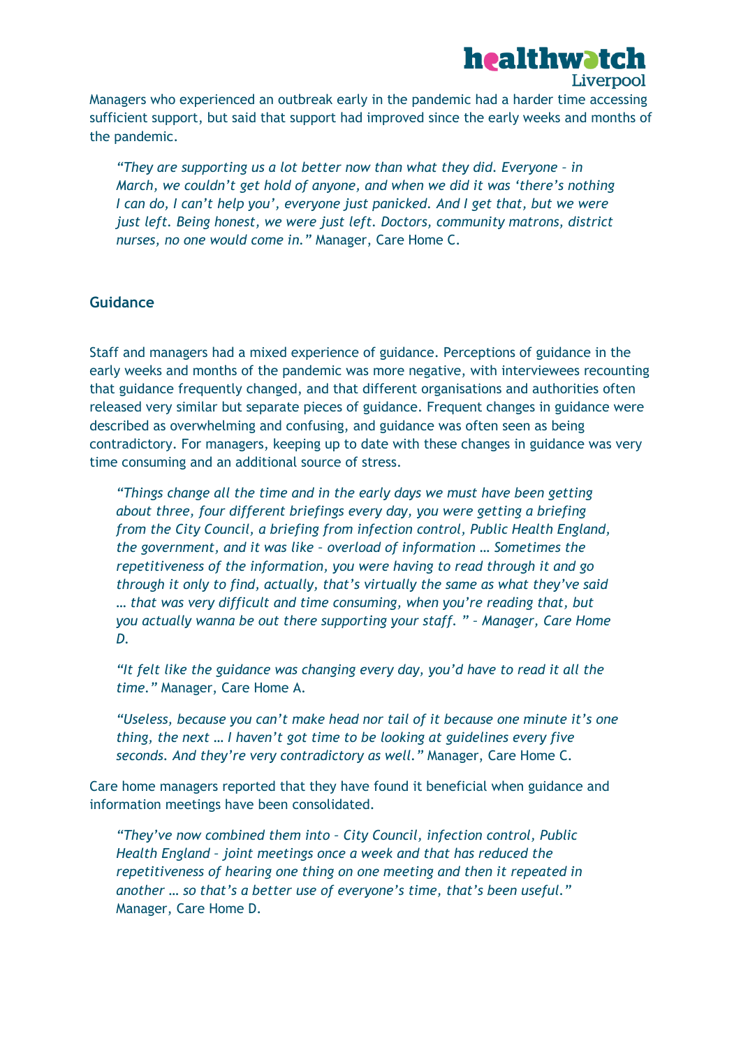Managers who experienced an outbreak early in the pandemic had a harder time accessing sufficient support, but said that support had improved since the early weeks and months of the pandemic.

> *"They are supporting us a lot better now than what they did. Everyone – in March, we couldn't get hold of anyone, and when we did it was 'there's nothing I can do, I can't help you', everyone just panicked. And I get that, but we were just left. Being honest, we were just left. Doctors, community matrons, district nurses, no one would come in."* Manager, Care Home C.

## Guidance

Staff and managers had a mixed experience of guidance. Perceptions of guidance in the early weeks and months of the pandemic was more negative, with interviewees recounting that guidance frequently changed, and that different organisations and authorities often released very similar but separate pieces of guidance. Frequent changes in guidance were described as overwhelming and confusing, and guidance was often seen as being contradictory. For managers, keeping up to date with these changes in guidance was very time consuming and an additional source of stress.

> *"Things change all the time and in the early days we must have been getting about three, four different briefings every day, you were getting a briefing from the City Council, a briefing from infection control, Public Health England, the government, and it was like – overload of information … Sometimes the repetitiveness of the information, you were having to read through it and go through it only to find, actually, that's virtually the same as what they've said … that was very difficult and time consuming, when you're reading that, but you actually wanna be out there supporting your staff. " – Manager, Care Home D.*

> *"It felt like the guidance was changing every day, you'd have to read it all the time."* Manager, Care Home A.

> *"Useless, because you can't make head nor tail of it because one minute it's one thing, the next … I haven't got time to be looking at guidelines every five seconds. And they're very contradictory as well."* Manager, Care Home C.

Care home managers reported that they have found it beneficial when guidance and information meetings have been consolidated.

> *"They've now combined them into – City Council, infection control, Public Health England – joint meetings once a week and that has reduced the repetitiveness of hearing one thing on one meeting and then it repeated in another … so that's a better use of everyone's time, that's been useful."* Manager, Care Home D.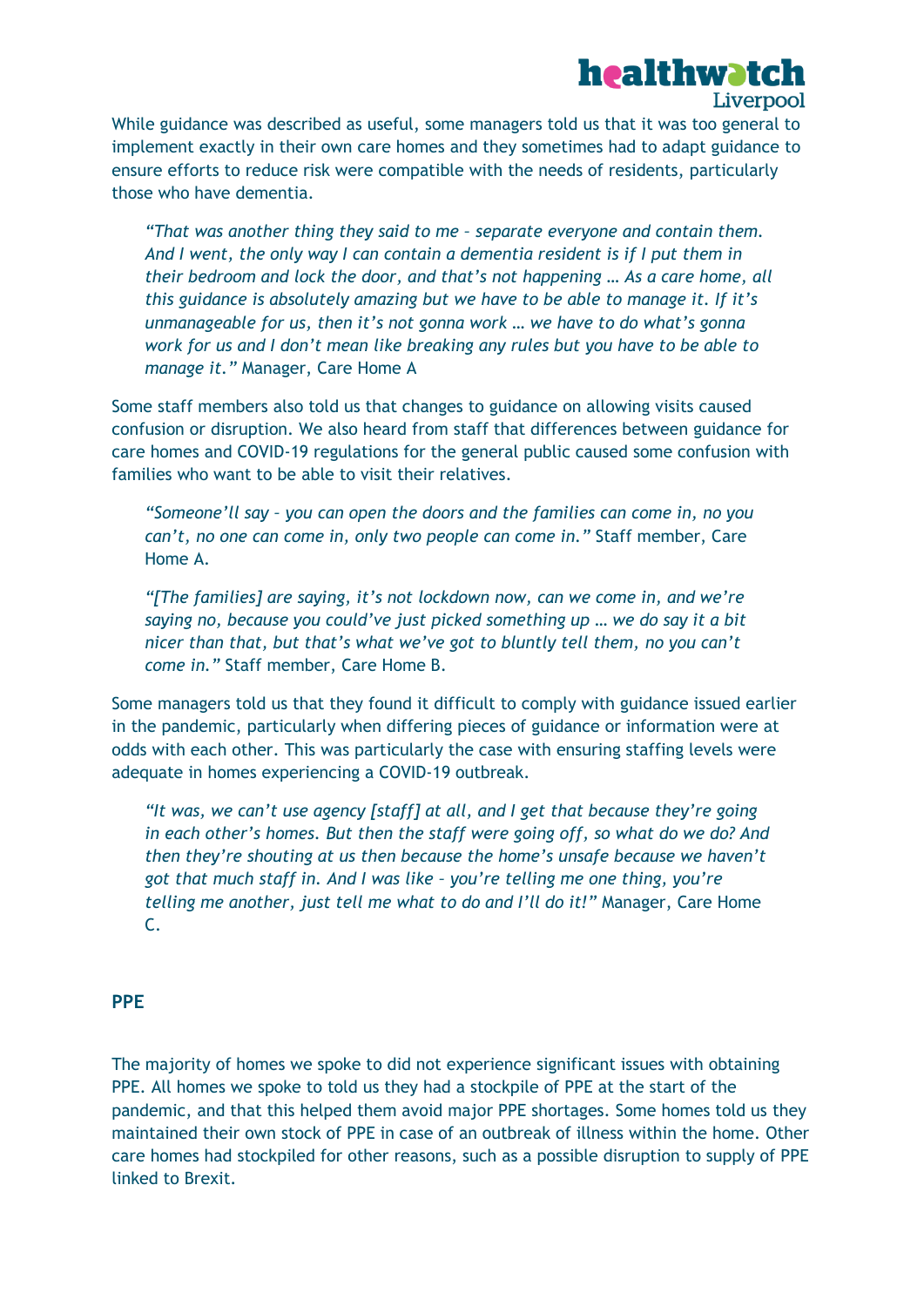While guidance was described as useful, some managers told us that it was too general to implement exactly in their own care homes and they sometimes had to adapt guidance to ensure efforts to reduce risk were compatible with the needs of residents, particularly those who have dementia.

> *"That was another thing they said to me – separate everyone and contain them. And I went, the only way I can contain a dementia resident is if I put them in their bedroom and lock the door, and that's not happening … As a care home, all this guidance is absolutely amazing but we have to be able to manage it. If it's unmanageable for us, then it's not gonna work … we have to do what's gonna work for us and I don't mean like breaking any rules but you have to be able to manage it."* Manager, Care Home A

Some staff members also told us that changes to guidance on allowing visits caused confusion or disruption. We also heard from staff that differences between guidance for care homes and COVID-19 regulations for the general public caused some confusion with families who want to be able to visit their relatives.

> *"Someone'll say – you can open the doors and the families can come in, no you can't, no one can come in, only two people can come in."* Staff member, Care Home A.

> *"[The families] are saying, it's not lockdown now, can we come in, and we're saying no, because you could've just picked something up … we do say it a bit nicer than that, but that's what we've got to bluntly tell them, no you can't come in."* Staff member, Care Home B.

Some managers told us that they found it difficult to comply with guidance issued earlier in the pandemic, particularly when differing pieces of guidance or information were at odds with each other. This was particularly the case with ensuring staffing levels were adequate in homes experiencing a COVID-19 outbreak.

> *"It was, we can't use agency [staff] at all, and I get that because they're going in each other's homes. But then the staff were going off, so what do we do? And then they're shouting at us then because the home's unsafe because we haven't got that much staff in. And I was like – you're telling me one thing, you're telling me another, just tell me what to do and I'll do it!"* Manager, Care Home C.

## PPE

The majority of homes we spoke to did not experience significant issues with obtaining PPE. All homes we spoke to told us they had a stockpile of PPE at the start of the pandemic, and that this helped them avoid major PPE shortages. Some homes told us they maintained their own stock of PPE in case of an outbreak of illness within the home. Other care homes had stockpiled for other reasons, such as a possible disruption to supply of PPE linked to Brexit.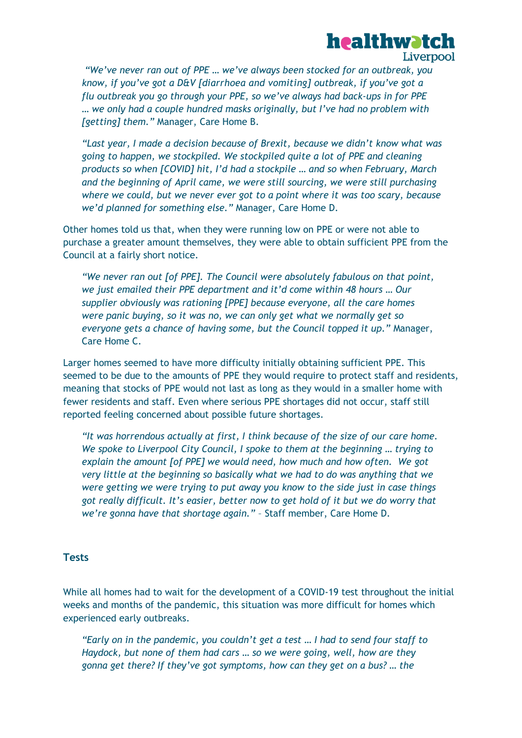*"We've never ran out of PPE … we've always been stocked for an outbreak, you know, if you've got a D&V [diarrhoea and vomiting] outbreak, if you've got a flu outbreak you go through your PPE, so we've always had back-ups in for PPE … we only had a couple hundred masks originally, but I've had no problem with [getting] them."* Manager, Care Home B.

*"Last year, I made a decision because of Brexit, because we didn't know what was going to happen, we stockpiled. We stockpiled quite a lot of PPE and cleaning products so when [COVID] hit, I'd had a stockpile … and so when February, March and the beginning of April came, we were still sourcing, we were still purchasing where we could, but we never ever got to a point where it was too scary, because we'd planned for something else."* Manager, Care Home D.

Other homes told us that, when they were running low on PPE or were not able to purchase a greater amount themselves, they were able to obtain sufficient PPE from the Council at a fairly short notice.

*"We never ran out [of PPE]. The Council were absolutely fabulous on that point, we just emailed their PPE department and it'd come within 48 hours … Our supplier obviously was rationing [PPE] because everyone, all the care homes were panic buying, so it was no, we can only get what we normally get so everyone gets a chance of having some, but the Council topped it up."* Manager, Care Home C.

Larger homes seemed to have more difficulty initially obtaining sufficient PPE. This seemed to be due to the amounts of PPE they would require to protect staff and residents, meaning that stocks of PPE would not last as long as they would in a smaller home with fewer residents and staff. Even where serious PPE shortages did not occur, staff still reported feeling concerned about possible future shortages.

*"It was horrendous actually at first, I think because of the size of our care home. We spoke to Liverpool City Council, I spoke to them at the beginning … trying to explain the amount [of PPE] we would need, how much and how often. We got very little at the beginning so basically what we had to do was anything that we were getting we were trying to put away you know to the side just in case things got really difficult. It's easier, better now to get hold of it but we do worry that we're gonna have that shortage again."* – Staff member, Care Home D.

## Tests

While all homes had to wait for the development of a COVID-19 test throughout the initial weeks and months of the pandemic, this situation was more difficult for homes which experienced early outbreaks.

*"Early on in the pandemic, you couldn't get a test … I had to send four staff to Haydock, but none of them had cars … so we were going, well, how are they gonna get there? If they've got symptoms, how can they get on a bus? … the*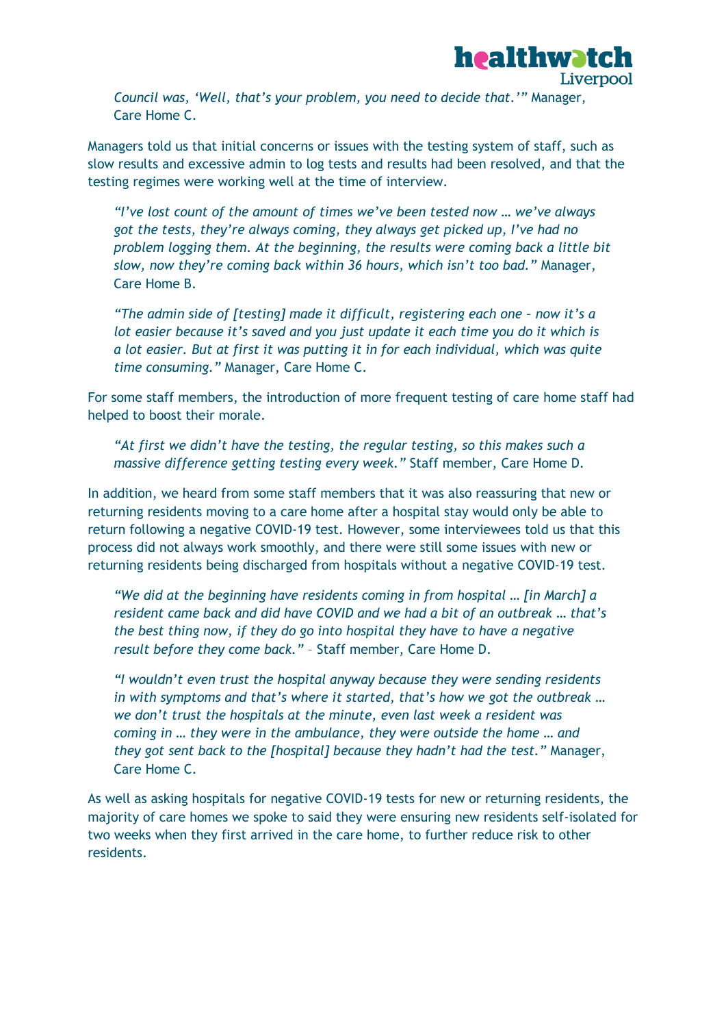*Council was, 'Well, that's your problem, you need to decide that.'"* Manager, Care Home C.

Managers told us that initial concerns or issues with the testing system of staff, such as slow results and excessive admin to log tests and results had been resolved, and that the testing regimes were working well at the time of interview.

> *"I've lost count of the amount of times we've been tested now … we've always got the tests, they're always coming, they always get picked up, I've had no problem logging them. At the beginning, the results were coming back a little bit slow, now they're coming back within 36 hours, which isn't too bad."* Manager, Care Home B.

> *"The admin side of [testing] made it difficult, registering each one – now it's a lot easier because it's saved and you just update it each time you do it which is a lot easier. But at first it was putting it in for each individual, which was quite time consuming."* Manager, Care Home C.

For some staff members, the introduction of more frequent testing of care home staff had helped to boost their morale.

> *"At first we didn't have the testing, the regular testing, so this makes such a massive difference getting testing every week."* Staff member, Care Home D.

In addition, we heard from some staff members that it was also reassuring that new or returning residents moving to a care home after a hospital stay would only be able to return following a negative COVID-19 test. However, some interviewees told us that this process did not always work smoothly, and there were still some issues with new or returning residents being discharged from hospitals without a negative COVID-19 test.

> *"We did at the beginning have residents coming in from hospital … [in March] a resident came back and did have COVID and we had a bit of an outbreak … that's the best thing now, if they do go into hospital they have to have a negative result before they come back."* – Staff member, Care Home D.

> *"I wouldn't even trust the hospital anyway because they were sending residents in with symptoms and that's where it started, that's how we got the outbreak … we don't trust the hospitals at the minute, even last week a resident was coming in … they were in the ambulance, they were outside the home … and they got sent back to the [hospital] because they hadn't had the test."* Manager, Care Home C.

As well as asking hospitals for negative COVID-19 tests for new or returning residents, the majority of care homes we spoke to said they were ensuring new residents self-isolated for two weeks when they first arrived in the care home, to further reduce risk to other residents.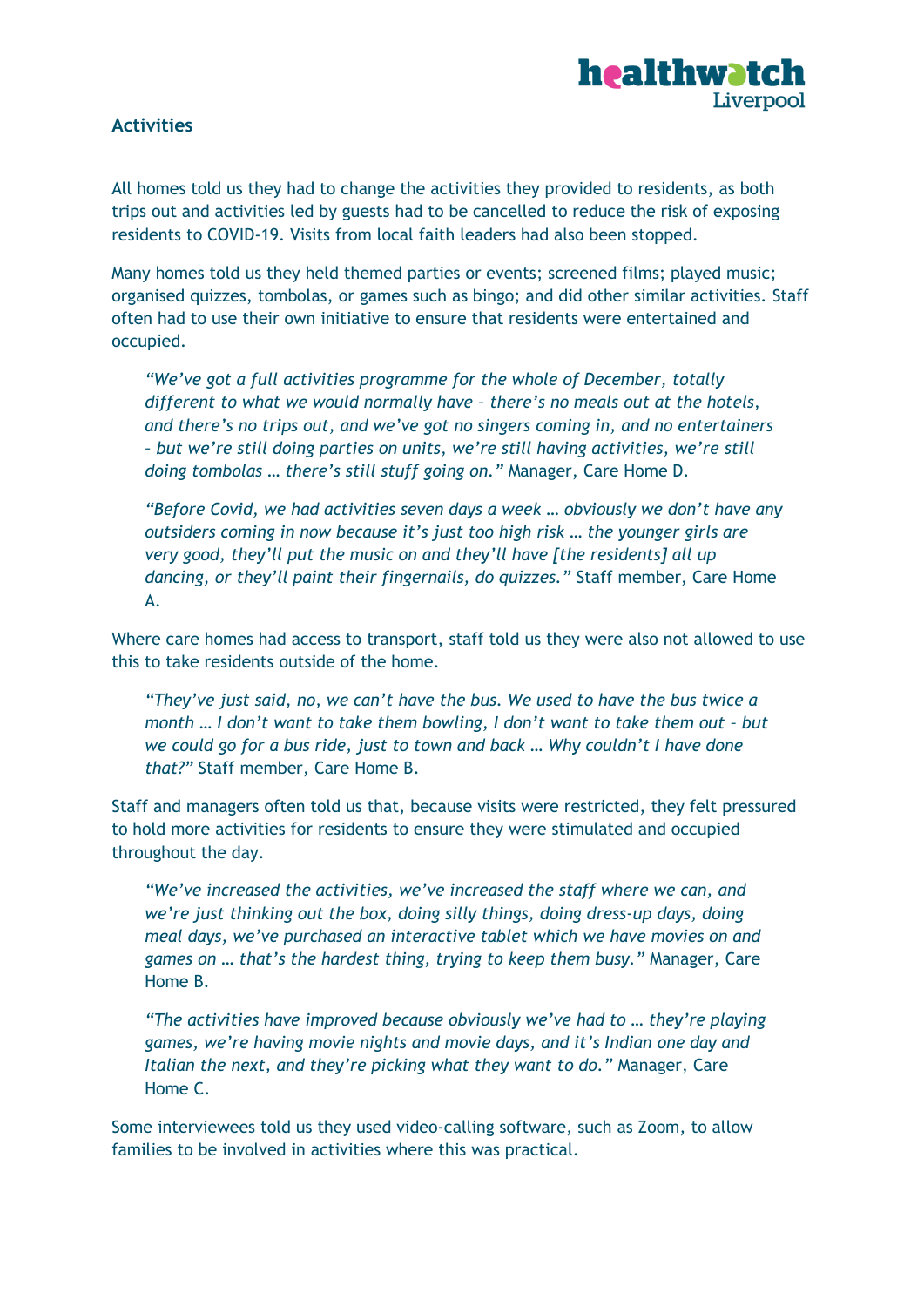## Activities

All homes told us they had to change the activities they provided to residents, as both trips out and activities led by guests had to be cancelled to reduce the risk of exposing residents to COVID-19. Visits from local faith leaders had also been stopped.

Many homes told us they held themed parties or events; screened films; played music; organised quizzes, tombolas, or games such as bingo; and did other similar activities. Staff often had to use their own initiative to ensure that residents were entertained and occupied.

> *"We've got a full activities programme for the whole of December, totally different to what we would normally have – there's no meals out at the hotels, and there's no trips out, and we've got no singers coming in, and no entertainers – but we're still doing parties on units, we're still having activities, we're still doing tombolas … there's still stuff going on."* Manager, Care Home D.

> *"Before Covid, we had activities seven days a week … obviously we don't have any outsiders coming in now because it's just too high risk … the younger girls are very good, they'll put the music on and they'll have [the residents] all up dancing, or they'll paint their fingernails, do quizzes."* Staff member, Care Home A.

Where care homes had access to transport, staff told us they were also not allowed to use this to take residents outside of the home.

> *"They've just said, no, we can't have the bus. We used to have the bus twice a month … I don't want to take them bowling, I don't want to take them out – but we could go for a bus ride, just to town and back … Why couldn't I have done that?"* Staff member, Care Home B.

Staff and managers often told us that, because visits were restricted, they felt pressured to hold more activities for residents to ensure they were stimulated and occupied throughout the day.

> *"We've increased the activities, we've increased the staff where we can, and we're just thinking out the box, doing silly things, doing dress-up days, doing meal days, we've purchased an interactive tablet which we have movies on and games on … that's the hardest thing, trying to keep them busy."* Manager, Care Home B.

> *"The activities have improved because obviously we've had to … they're playing games, we're having movie nights and movie days, and it's Indian one day and Italian the next, and they're picking what they want to do."* Manager, Care Home C.

Some interviewees told us they used video-calling software, such as Zoom, to allow families to be involved in activities where this was practical.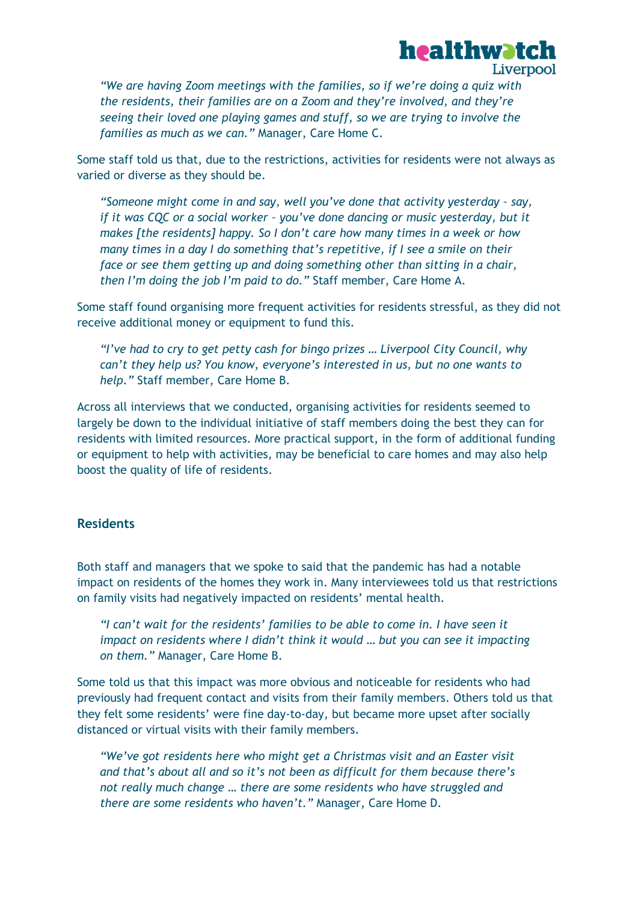*"We are having Zoom meetings with the families, so if we're doing a quiz with the residents, their families are on a Zoom and they're involved, and they're seeing their loved one playing games and stuff, so we are trying to involve the families as much as we can."* Manager, Care Home C.

Some staff told us that, due to the restrictions, activities for residents were not always as varied or diverse as they should be.

*"Someone might come in and say, well you've done that activity yesterday – say, if it was CQC or a social worker – you've done dancing or music yesterday, but it makes [the residents] happy. So I don't care how many times in a week or how many times in a day I do something that's repetitive, if I see a smile on their face or see them getting up and doing something other than sitting in a chair, then I'm doing the job I'm paid to do."* Staff member, Care Home A.

Some staff found organising more frequent activities for residents stressful, as they did not receive additional money or equipment to fund this.

*"I've had to cry to get petty cash for bingo prizes … Liverpool City Council, why can't they help us? You know, everyone's interested in us, but no one wants to help."* Staff member, Care Home B.

Across all interviews that we conducted, organising activities for residents seemed to largely be down to the individual initiative of staff members doing the best they can for residents with limited resources. More practical support, in the form of additional funding or equipment to help with activities, may be beneficial to care homes and may also help boost the quality of life of residents.

### Residents

Both staff and managers that we spoke to said that the pandemic has had a notable impact on residents of the homes they work in. Many interviewees told us that restrictions on family visits had negatively impacted on residents' mental health.

*"I can't wait for the residents' families to be able to come in. I have seen it impact on residents where I didn't think it would … but you can see it impacting on them."* Manager, Care Home B.

Some told us that this impact was more obvious and noticeable for residents who had previously had frequent contact and visits from their family members. Others told us that they felt some residents' were fine day-to-day, but became more upset after socially distanced or virtual visits with their family members.

*"We've got residents here who might get a Christmas visit and an Easter visit and that's about all and so it's not been as difficult for them because there's not really much change … there are some residents who have struggled and there are some residents who haven't."* Manager, Care Home D.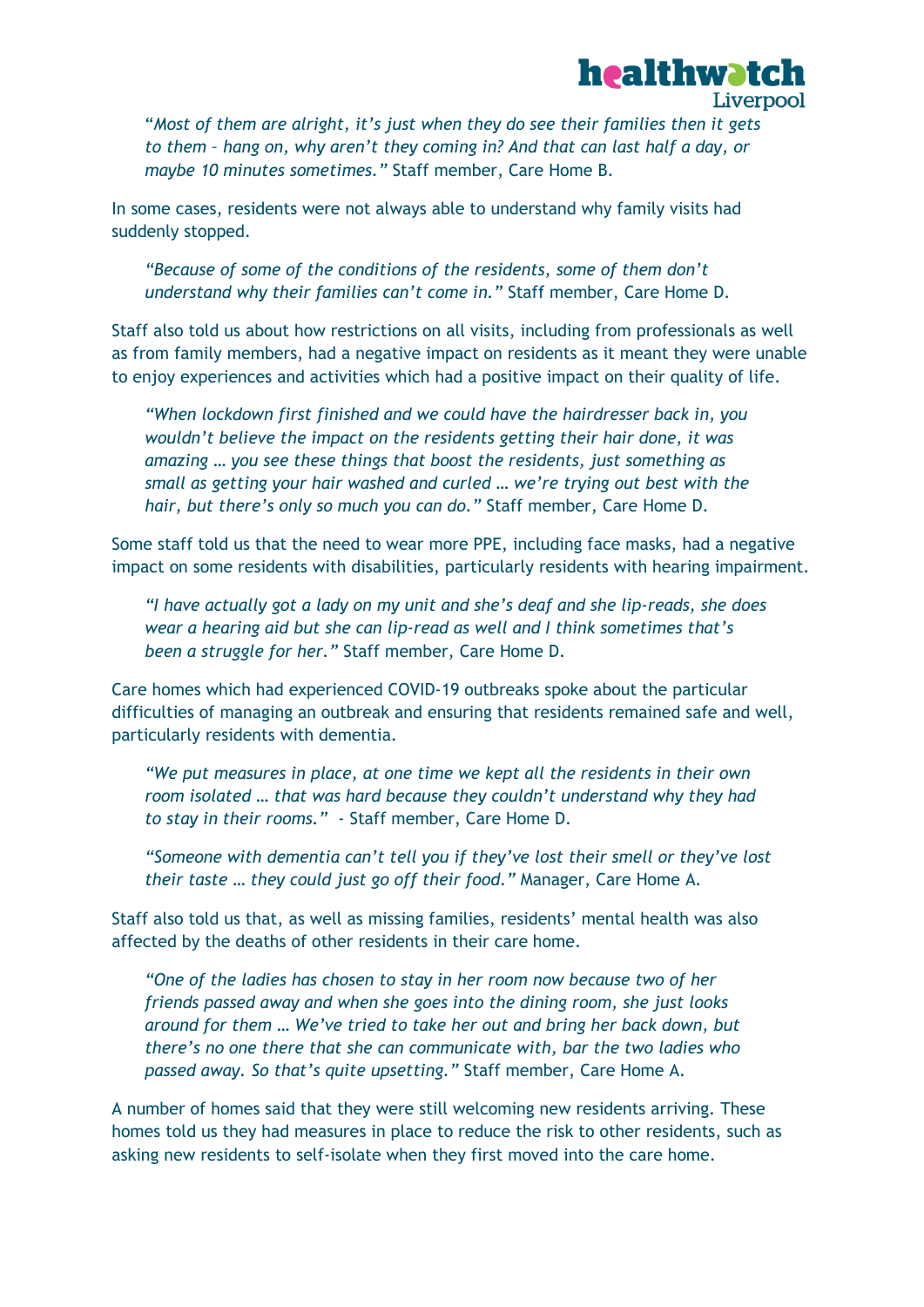*"Most of them are alright, it's just when they do see their families then it gets to them – hang on, why aren't they coming in? And that can last half a day, or maybe 10 minutes sometimes."* Staff member, Care Home B.

In some cases, residents were not always able to understand why family visits had suddenly stopped.

*"Because of some of the conditions of the residents, some of them don't understand why their families can't come in."* Staff member, Care Home D.

Staff also told us about how restrictions on all visits, including from professionals as well as from family members, had a negative impact on residents as it meant they were unable to enjoy experiences and activities which had a positive impact on their quality of life.

*"When lockdown first finished and we could have the hairdresser back in, you wouldn't believe the impact on the residents getting their hair done, it was amazing … you see these things that boost the residents, just something as small as getting your hair washed and curled … we're trying out best with the hair, but there's only so much you can do."* Staff member, Care Home D.

Some staff told us that the need to wear more PPE, including face masks, had a negative impact on some residents with disabilities, particularly residents with hearing impairment.

*"I have actually got a lady on my unit and she's deaf and she lip-reads, she does wear a hearing aid but she can lip-read as well and I think sometimes that's been a struggle for her."* Staff member, Care Home D.

Care homes which had experienced COVID-19 outbreaks spoke about the particular difficulties of managing an outbreak and ensuring that residents remained safe and well, particularly residents with dementia.

*"We put measures in place, at one time we kept all the residents in their own room isolated … that was hard because they couldn't understand why they had to stay in their rooms."* - Staff member, Care Home D.

*"Someone with dementia can't tell you if they've lost their smell or they've lost their taste … they could just go off their food."* Manager, Care Home A.

Staff also told us that, as well as missing families, residents' mental health was also affected by the deaths of other residents in their care home.

*"One of the ladies has chosen to stay in her room now because two of her friends passed away and when she goes into the dining room, she just looks around for them … We've tried to take her out and bring her back down, but there's no one there that she can communicate with, bar the two ladies who passed away. So that's quite upsetting."* Staff member, Care Home A.

A number of homes said that they were still welcoming new residents arriving. These homes told us they had measures in place to reduce the risk to other residents, such as asking new residents to self-isolate when they first moved into the care home.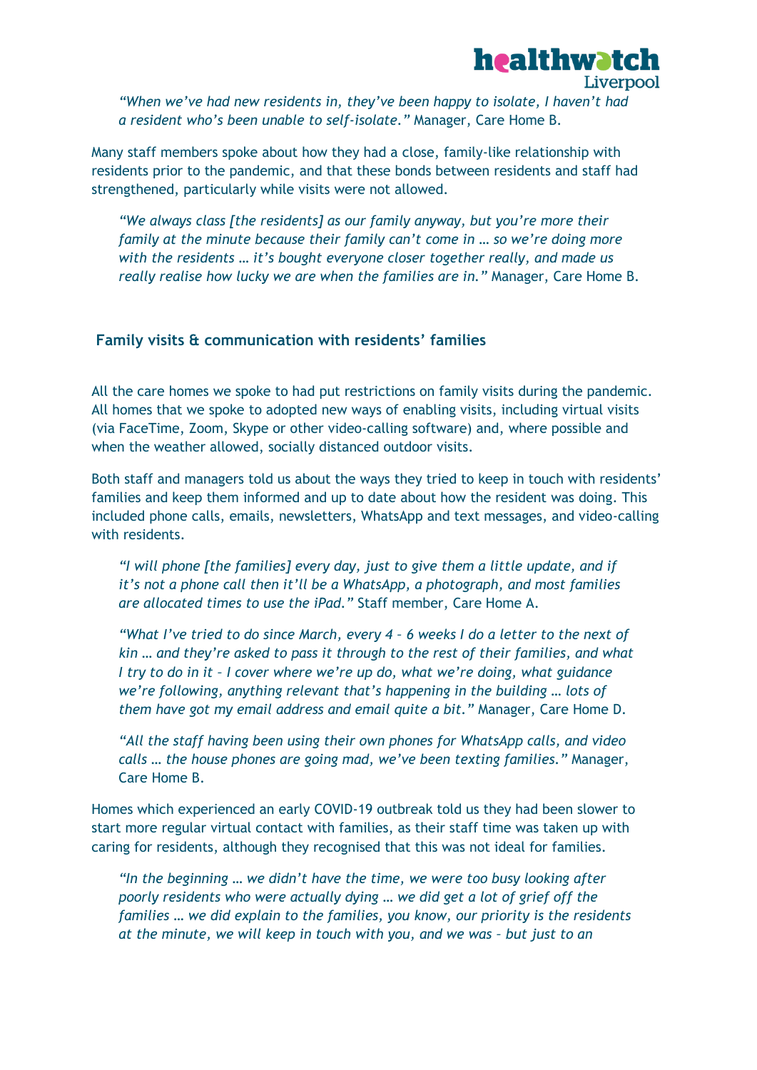*"When we've had new residents in, they've been happy to isolate, I haven't had a resident who's been unable to self-isolate."* Manager, Care Home B.

Many staff members spoke about how they had a close, family-like relationship with residents prior to the pandemic, and that these bonds between residents and staff had strengthened, particularly while visits were not allowed.

> *"We always class [the residents] as our family anyway, but you're more their family at the minute because their family can't come in … so we're doing more with the residents … it's bought everyone closer together really, and made us really realise how lucky we are when the families are in."* Manager, Care Home B.

## Family visits & communication with residents' families

All the care homes we spoke to had put restrictions on family visits during the pandemic. All homes that we spoke to adopted new ways of enabling visits, including virtual visits (via FaceTime, Zoom, Skype or other video-calling software) and, where possible and when the weather allowed, socially distanced outdoor visits.

Both staff and managers told us about the ways they tried to keep in touch with residents' families and keep them informed and up to date about how the resident was doing. This included phone calls, emails, newsletters, WhatsApp and text messages, and video-calling with residents.

> *"I will phone [the families] every day, just to give them a little update, and if it's not a phone call then it'll be a WhatsApp, a photograph, and most families are allocated times to use the iPad."* Staff member, Care Home A.

> *"What I've tried to do since March, every 4 – 6 weeks I do a letter to the next of kin … and they're asked to pass it through to the rest of their families, and what I try to do in it – I cover where we're up do, what we're doing, what guidance we're following, anything relevant that's happening in the building … lots of them have got my email address and email quite a bit."* Manager, Care Home D.

> *"All the staff having been using their own phones for WhatsApp calls, and video calls … the house phones are going mad, we've been texting families."* Manager, Care Home B.

Homes which experienced an early COVID-19 outbreak told us they had been slower to start more regular virtual contact with families, as their staff time was taken up with caring for residents, although they recognised that this was not ideal for families.

> *"In the beginning … we didn't have the time, we were too busy looking after poorly residents who were actually dying … we did get a lot of grief off the families … we did explain to the families, you know, our priority is the residents at the minute, we will keep in touch with you, and we was – but just to an*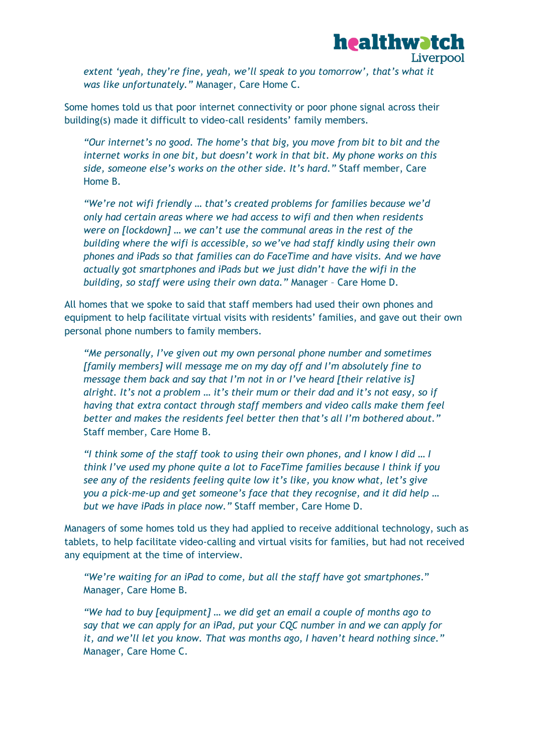*extent 'yeah, they're fine, yeah, we'll speak to you tomorrow', that's what it was like unfortunately."* Manager, Care Home C.

Some homes told us that poor internet connectivity or poor phone signal across their building(s) made it difficult to video-call residents' family members.

> *"Our internet's no good. The home's that big, you move from bit to bit and the internet works in one bit, but doesn't work in that bit. My phone works on this side, someone else's works on the other side. It's hard."* Staff member, Care Home B.

> *"We're not wifi friendly … that's created problems for families because we'd only had certain areas where we had access to wifi and then when residents were on [lockdown] … we can't use the communal areas in the rest of the building where the wifi is accessible, so we've had staff kindly using their own phones and iPads so that families can do FaceTime and have visits. And we have actually got smartphones and iPads but we just didn't have the wifi in the building, so staff were using their own data."* Manager – Care Home D.

All homes that we spoke to said that staff members had used their own phones and equipment to help facilitate virtual visits with residents' families, and gave out their own personal phone numbers to family members.

> *"Me personally, I've given out my own personal phone number and sometimes [family members] will message me on my day off and I'm absolutely fine to message them back and say that I'm not in or I've heard [their relative is] alright. It's not a problem … it's their mum or their dad and it's not easy, so if having that extra contact through staff members and video calls make them feel better and makes the residents feel better then that's all I'm bothered about."* Staff member, Care Home B.

> *"I think some of the staff took to using their own phones, and I know I did … I think I've used my phone quite a lot to FaceTime families because I think if you see any of the residents feeling quite low it's like, you know what, let's give you a pick-me-up and get someone's face that they recognise, and it did help … but we have iPads in place now."* Staff member, Care Home D.

Managers of some homes told us they had applied to receive additional technology, such as tablets, to help facilitate video-calling and virtual visits for families, but had not received any equipment at the time of interview.

> *"We're waiting for an iPad to come, but all the staff have got smartphones."* Manager, Care Home B.

> *"We had to buy [equipment] … we did get an email a couple of months ago to say that we can apply for an iPad, put your CQC number in and we can apply for it, and we'll let you know. That was months ago, I haven't heard nothing since."* Manager, Care Home C.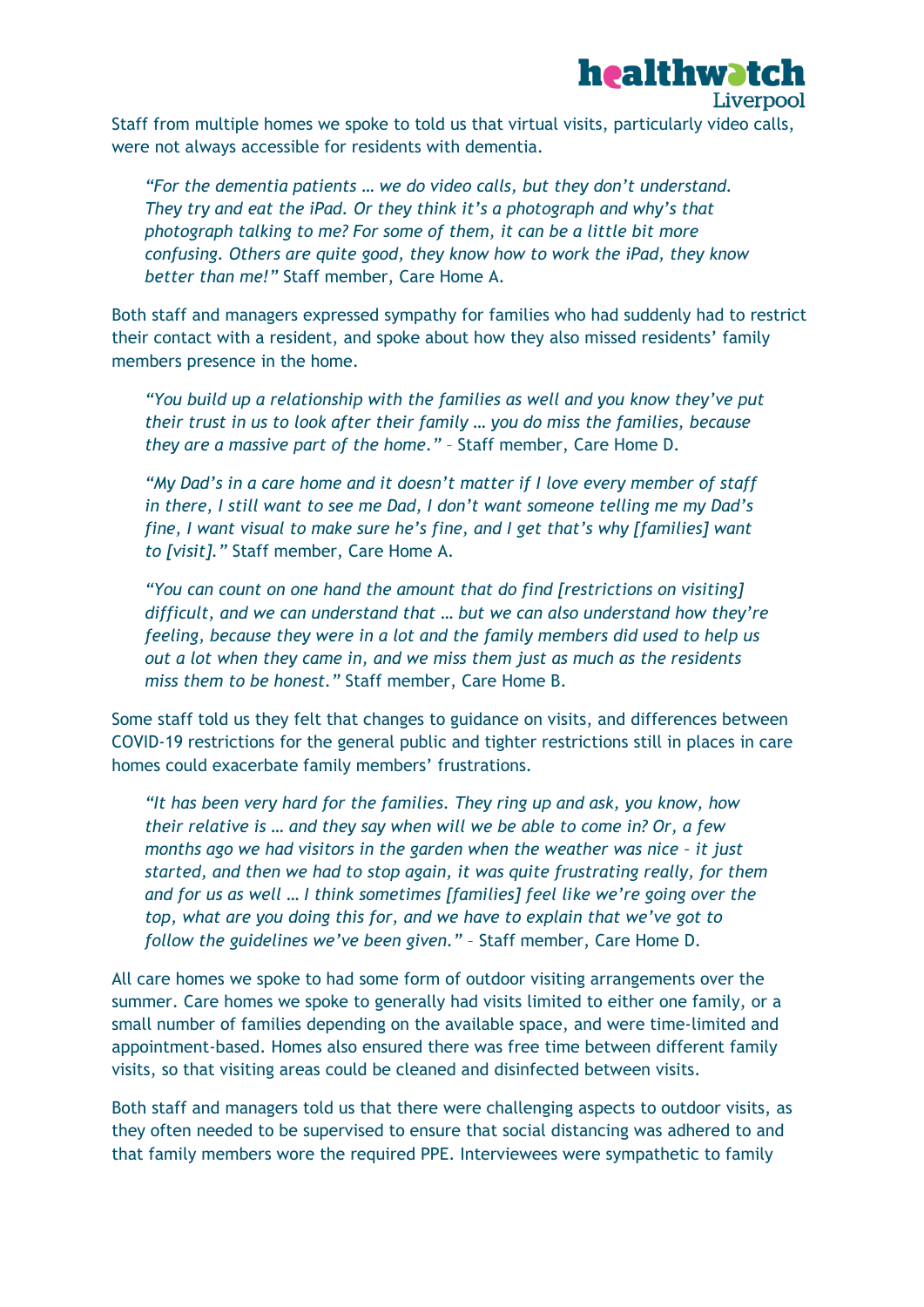Staff from multiple homes we spoke to told us that virtual visits, particularly video calls, were not always accessible for residents with dementia.

> *"For the dementia patients … we do video calls, but they don't understand. They try and eat the iPad. Or they think it's a photograph and why's that photograph talking to me? For some of them, it can be a little bit more confusing. Others are quite good, they know how to work the iPad, they know better than me!"* Staff member, Care Home A.

Both staff and managers expressed sympathy for families who had suddenly had to restrict their contact with a resident, and spoke about how they also missed residents' family members presence in the home.

> *"You build up a relationship with the families as well and you know they've put their trust in us to look after their family … you do miss the families, because they are a massive part of the home."* – Staff member, Care Home D.

> *"My Dad's in a care home and it doesn't matter if I love every member of staff in there, I still want to see me Dad, I don't want someone telling me my Dad's fine, I want visual to make sure he's fine, and I get that's why [families] want to [visit]."* Staff member, Care Home A.

> *"You can count on one hand the amount that do find [restrictions on visiting] difficult, and we can understand that … but we can also understand how they're feeling, because they were in a lot and the family members did used to help us out a lot when they came in, and we miss them just as much as the residents miss them to be honest."* Staff member, Care Home B.

Some staff told us they felt that changes to guidance on visits, and differences between COVID-19 restrictions for the general public and tighter restrictions still in places in care homes could exacerbate family members' frustrations.

> *"It has been very hard for the families. They ring up and ask, you know, how their relative is … and they say when will we be able to come in? Or, a few months ago we had visitors in the garden when the weather was nice – it just started, and then we had to stop again, it was quite frustrating really, for them and for us as well … I think sometimes [families] feel like we're going over the top, what are you doing this for, and we have to explain that we've got to follow the guidelines we've been given."* – Staff member, Care Home D.

All care homes we spoke to had some form of outdoor visiting arrangements over the summer. Care homes we spoke to generally had visits limited to either one family, or a small number of families depending on the available space, and were time-limited and appointment-based. Homes also ensured there was free time between different family visits, so that visiting areas could be cleaned and disinfected between visits.

Both staff and managers told us that there were challenging aspects to outdoor visits, as they often needed to be supervised to ensure that social distancing was adhered to and that family members wore the required PPE. Interviewees were sympathetic to family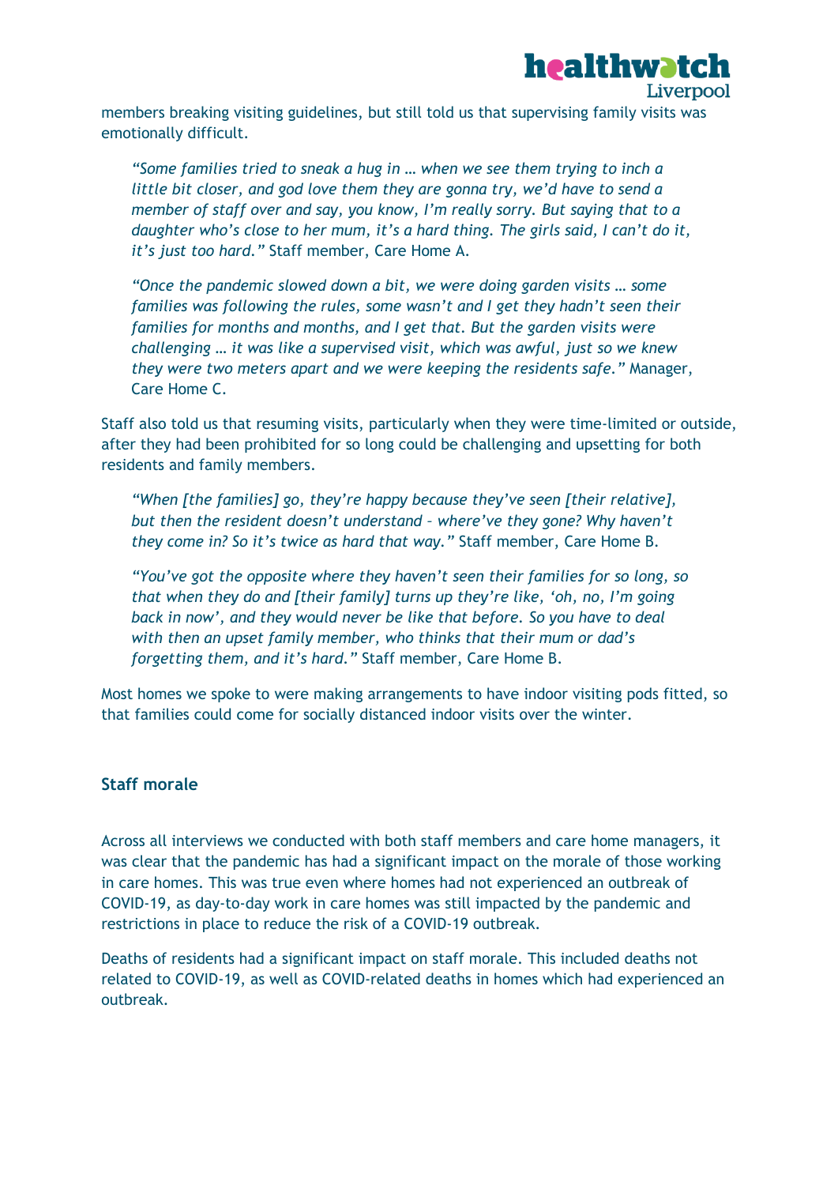members breaking visiting guidelines, but still told us that supervising family visits was emotionally difficult.

> *"Some families tried to sneak a hug in … when we see them trying to inch a little bit closer, and god love them they are gonna try, we'd have to send a member of staff over and say, you know, I'm really sorry. But saying that to a daughter who's close to her mum, it's a hard thing. The girls said, I can't do it, it's just too hard."* Staff member, Care Home A.

> *"Once the pandemic slowed down a bit, we were doing garden visits … some families was following the rules, some wasn't and I get they hadn't seen their families for months and months, and I get that. But the garden visits were challenging … it was like a supervised visit, which was awful, just so we knew they were two meters apart and we were keeping the residents safe."* Manager, Care Home C.

Staff also told us that resuming visits, particularly when they were time-limited or outside, after they had been prohibited for so long could be challenging and upsetting for both residents and family members.

> *"When [the families] go, they're happy because they've seen [their relative], but then the resident doesn't understand – where've they gone? Why haven't they come in? So it's twice as hard that way."* Staff member, Care Home B.

> *"You've got the opposite where they haven't seen their families for so long, so that when they do and [their family] turns up they're like, 'oh, no, I'm going back in now', and they would never be like that before. So you have to deal with then an upset family member, who thinks that their mum or dad's forgetting them, and it's hard."* Staff member, Care Home B.

Most homes we spoke to were making arrangements to have indoor visiting pods fitted, so that families could come for socially distanced indoor visits over the winter.

### Staff morale

Across all interviews we conducted with both staff members and care home managers, it was clear that the pandemic has had a significant impact on the morale of those working in care homes. This was true even where homes had not experienced an outbreak of COVID-19, as day-to-day work in care homes was still impacted by the pandemic and restrictions in place to reduce the risk of a COVID-19 outbreak.

Deaths of residents had a significant impact on staff morale. This included deaths not related to COVID-19, as well as COVID-related deaths in homes which had experienced an outbreak.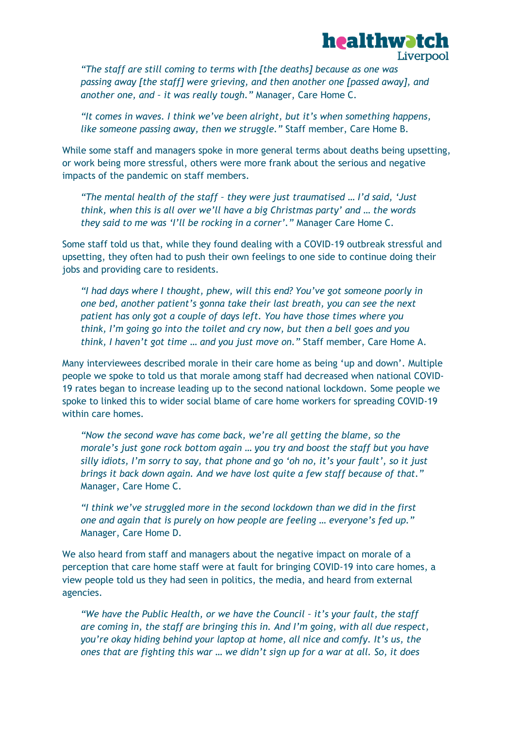*"The staff are still coming to terms with [the deaths] because as one was passing away [the staff] were grieving, and then another one [passed away], and another one, and – it was really tough."* Manager, Care Home C.

*"It comes in waves. I think we've been alright, but it's when something happens, like someone passing away, then we struggle."* Staff member, Care Home B.

While some staff and managers spoke in more general terms about deaths being upsetting, or work being more stressful, others were more frank about the serious and negative impacts of the pandemic on staff members.

*"The mental health of the staff – they were just traumatised … I'd said, 'Just think, when this is all over we'll have a big Christmas party' and … the words they said to me was 'I'll be rocking in a corner'."* Manager Care Home C.

Some staff told us that, while they found dealing with a COVID-19 outbreak stressful and upsetting, they often had to push their own feelings to one side to continue doing their jobs and providing care to residents.

*"I had days where I thought, phew, will this end? You've got someone poorly in one bed, another patient's gonna take their last breath, you can see the next patient has only got a couple of days left. You have those times where you think, I'm going go into the toilet and cry now, but then a bell goes and you think, I haven't got time … and you just move on."* Staff member, Care Home A.

Many interviewees described morale in their care home as being 'up and down'. Multiple people we spoke to told us that morale among staff had decreased when national COVID-19 rates began to increase leading up to the second national lockdown. Some people we spoke to linked this to wider social blame of care home workers for spreading COVID-19 within care homes.

*"Now the second wave has come back, we're all getting the blame, so the morale's just gone rock bottom again … you try and boost the staff but you have silly idiots, I'm sorry to say, that phone and go 'oh no, it's your fault', so it just brings it back down again. And we have lost quite a few staff because of that."* Manager, Care Home C.

*"I think we've struggled more in the second lockdown than we did in the first one and again that is purely on how people are feeling … everyone's fed up."* Manager, Care Home D.

We also heard from staff and managers about the negative impact on morale of a perception that care home staff were at fault for bringing COVID-19 into care homes, a view people told us they had seen in politics, the media, and heard from external agencies.

*"We have the Public Health, or we have the Council – it's your fault, the staff are coming in, the staff are bringing this in. And I'm going, with all due respect, you're okay hiding behind your laptop at home, all nice and comfy. It's us, the ones that are fighting this war … we didn't sign up for a war at all. So, it does*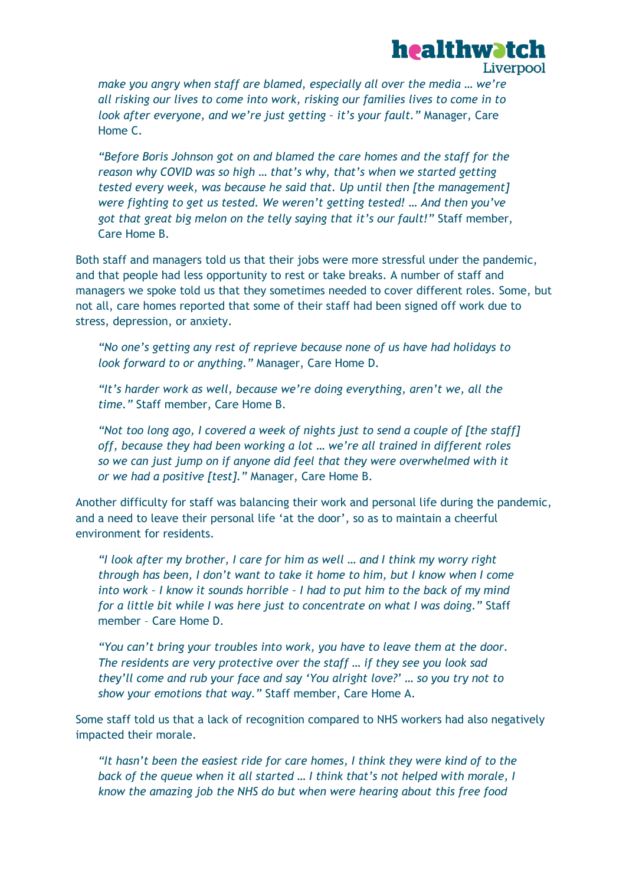*make you angry when staff are blamed, especially all over the media … we're all risking our lives to come into work, risking our families lives to come in to look after everyone, and we're just getting – it's your fault."* Manager, Care Home C.

*"Before Boris Johnson got on and blamed the care homes and the staff for the reason why COVID was so high … that's why, that's when we started getting tested every week, was because he said that. Up until then [the management] were fighting to get us tested. We weren't getting tested! … And then you've got that great big melon on the telly saying that it's our fault!"* Staff member, Care Home B.

Both staff and managers told us that their jobs were more stressful under the pandemic, and that people had less opportunity to rest or take breaks. A number of staff and managers we spoke told us that they sometimes needed to cover different roles. Some, but not all, care homes reported that some of their staff had been signed off work due to stress, depression, or anxiety.

*"No one's getting any rest of reprieve because none of us have had holidays to look forward to or anything."* Manager, Care Home D.

*"It's harder work as well, because we're doing everything, aren't we, all the time."* Staff member, Care Home B.

*"Not too long ago, I covered a week of nights just to send a couple of [the staff] off, because they had been working a lot … we're all trained in different roles so we can just jump on if anyone did feel that they were overwhelmed with it or we had a positive [test]."* Manager, Care Home B.

Another difficulty for staff was balancing their work and personal life during the pandemic, and a need to leave their personal life 'at the door', so as to maintain a cheerful environment for residents.

*"I look after my brother, I care for him as well … and I think my worry right through has been, I don't want to take it home to him, but I know when I come into work – I know it sounds horrible – I had to put him to the back of my mind for a little bit while I was here just to concentrate on what I was doing."* Staff member – Care Home D.

*"You can't bring your troubles into work, you have to leave them at the door. The residents are very protective over the staff … if they see you look sad they'll come and rub your face and say 'You alright love?' … so you try not to show your emotions that way."* Staff member, Care Home A.

Some staff told us that a lack of recognition compared to NHS workers had also negatively impacted their morale.

*"It hasn't been the easiest ride for care homes, I think they were kind of to the back of the queue when it all started … I think that's not helped with morale, I know the amazing job the NHS do but when were hearing about this free food*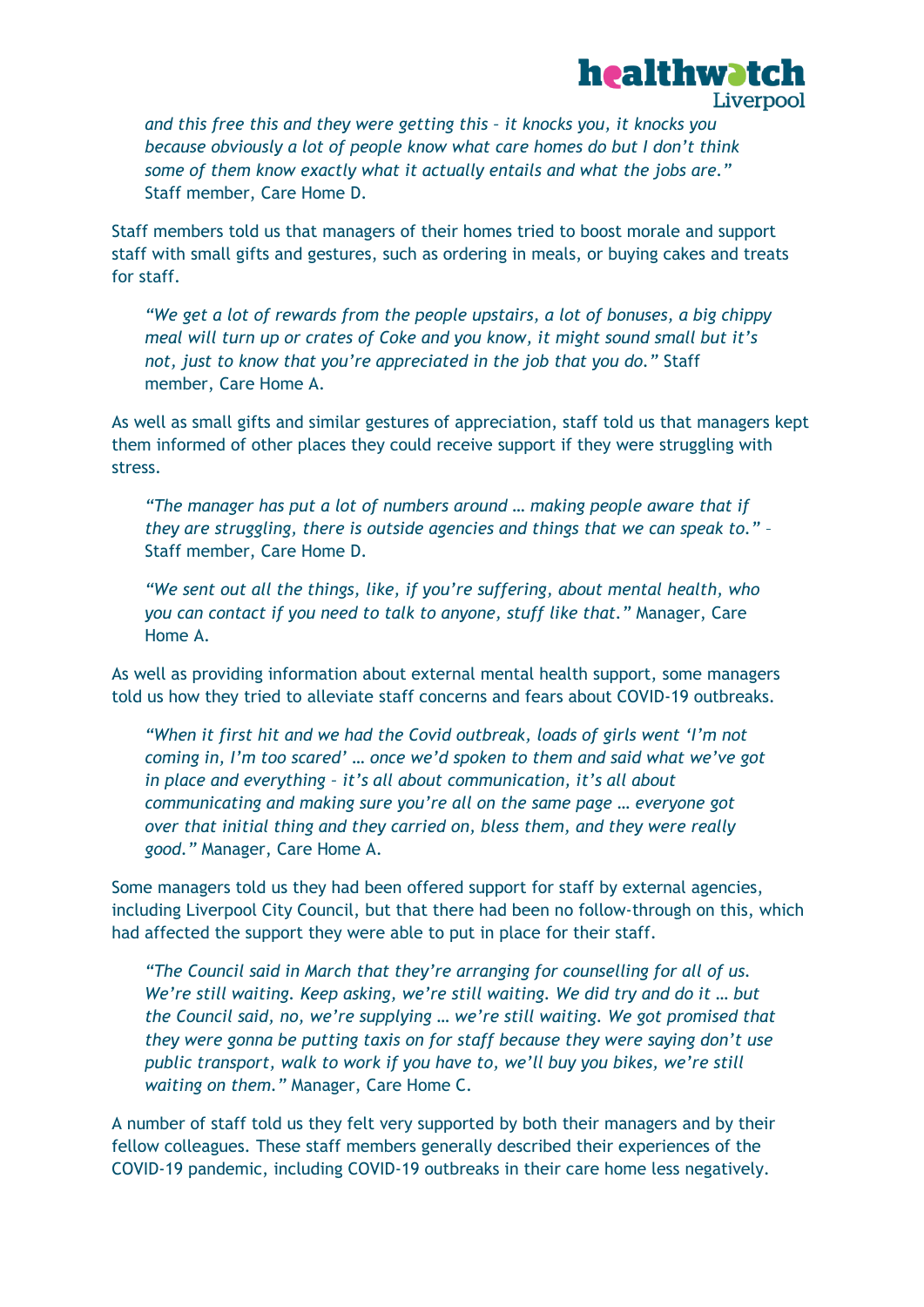*and this free this and they were getting this – it knocks you, it knocks you because obviously a lot of people know what care homes do but I don't think some of them know exactly what it actually entails and what the jobs are."* Staff member, Care Home D.

Staff members told us that managers of their homes tried to boost morale and support staff with small gifts and gestures, such as ordering in meals, or buying cakes and treats for staff.

> *"We get a lot of rewards from the people upstairs, a lot of bonuses, a big chippy meal will turn up or crates of Coke and you know, it might sound small but it's not, just to know that you're appreciated in the job that you do."* Staff member, Care Home A.

As well as small gifts and similar gestures of appreciation, staff told us that managers kept them informed of other places they could receive support if they were struggling with stress.

> *"The manager has put a lot of numbers around … making people aware that if they are struggling, there is outside agencies and things that we can speak to."* – Staff member, Care Home D.

> *"We sent out all the things, like, if you're suffering, about mental health, who you can contact if you need to talk to anyone, stuff like that."* Manager, Care Home A.

As well as providing information about external mental health support, some managers told us how they tried to alleviate staff concerns and fears about COVID-19 outbreaks.

> *"When it first hit and we had the Covid outbreak, loads of girls went 'I'm not coming in, I'm too scared' … once we'd spoken to them and said what we've got in place and everything – it's all about communication, it's all about communicating and making sure you're all on the same page … everyone got over that initial thing and they carried on, bless them, and they were really good."* Manager, Care Home A.

Some managers told us they had been offered support for staff by external agencies, including Liverpool City Council, but that there had been no follow-through on this, which had affected the support they were able to put in place for their staff.

> *"The Council said in March that they're arranging for counselling for all of us. We're still waiting. Keep asking, we're still waiting. We did try and do it … but the Council said, no, we're supplying … we're still waiting. We got promised that they were gonna be putting taxis on for staff because they were saying don't use public transport, walk to work if you have to, we'll buy you bikes, we're still waiting on them."* Manager, Care Home C.

A number of staff told us they felt very supported by both their managers and by their fellow colleagues. These staff members generally described their experiences of the COVID-19 pandemic, including COVID-19 outbreaks in their care home less negatively.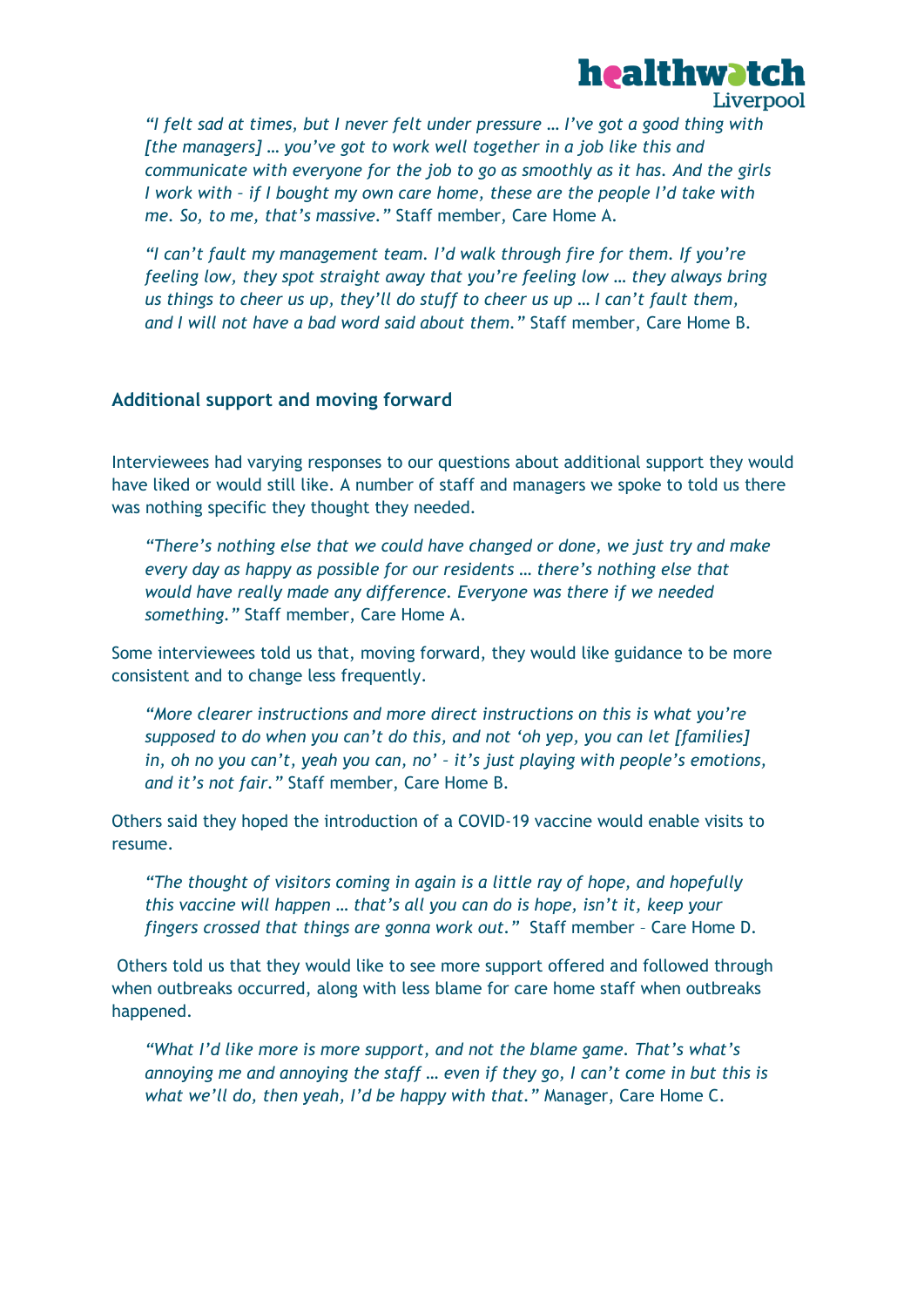> *"I felt sad at times, but I never felt under pressure … I've got a good thing with [the managers] … you've got to work well together in a job like this and communicate with everyone for the job to go as smoothly as it has. And the girls I work with – if I bought my own care home, these are the people I'd take with me. So, to me, that's massive."* Staff member, Care Home A.

> *"I can't fault my management team. I'd walk through fire for them. If you're feeling low, they spot straight away that you're feeling low … they always bring us things to cheer us up, they'll do stuff to cheer us up … I can't fault them, and I will not have a bad word said about them."* Staff member, Care Home B.

## Additional support and moving forward

Interviewees had varying responses to our questions about additional support they would have liked or would still like. A number of staff and managers we spoke to told us there was nothing specific they thought they needed.

> *"There's nothing else that we could have changed or done, we just try and make every day as happy as possible for our residents … there's nothing else that would have really made any difference. Everyone was there if we needed something."* Staff member, Care Home A.

Some interviewees told us that, moving forward, they would like guidance to be more consistent and to change less frequently.

> *"More clearer instructions and more direct instructions on this is what you're supposed to do when you can't do this, and not 'oh yep, you can let [families] in, oh no you can't, yeah you can, no' – it's just playing with people's emotions, and it's not fair."* Staff member, Care Home B.

Others said they hoped the introduction of a COVID-19 vaccine would enable visits to resume.

> *"The thought of visitors coming in again is a little ray of hope, and hopefully this vaccine will happen … that's all you can do is hope, isn't it, keep your fingers crossed that things are gonna work out."* Staff member – Care Home D.

Others told us that they would like to see more support offered and followed through when outbreaks occurred, along with less blame for care home staff when outbreaks happened.

> *"What I'd like more is more support, and not the blame game. That's what's annoying me and annoying the staff … even if they go, I can't come in but this is what we'll do, then yeah, I'd be happy with that."* Manager, Care Home C.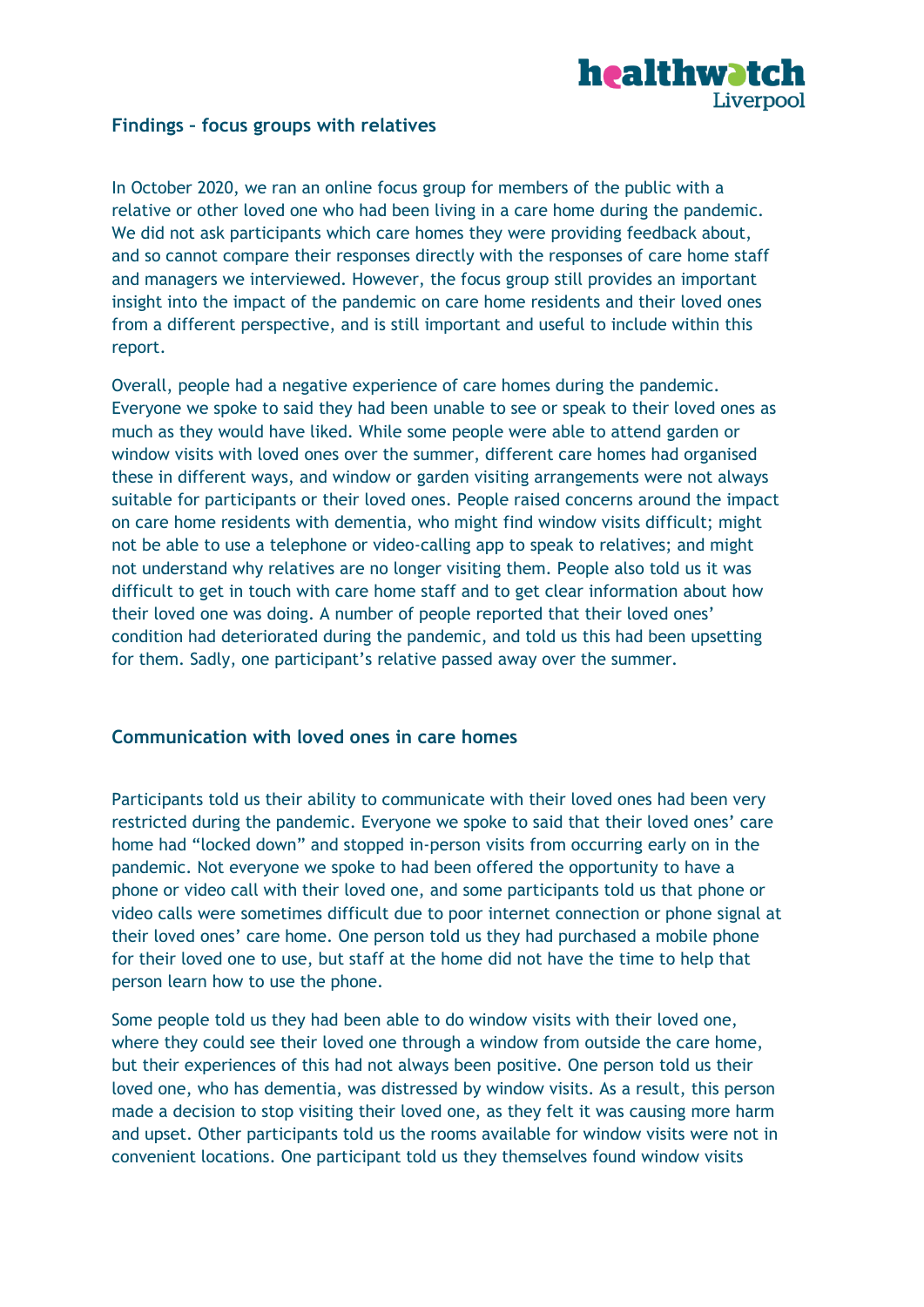## Findings – focus groups with relatives

In October 2020, we ran an online focus group for members of the public with a relative or other loved one who had been living in a care home during the pandemic. We did not ask participants which care homes they were providing feedback about, and so cannot compare their responses directly with the responses of care home staff and managers we interviewed. However, the focus group still provides an important insight into the impact of the pandemic on care home residents and their loved ones from a different perspective, and is still important and useful to include within this report.

Overall, people had a negative experience of care homes during the pandemic. Everyone we spoke to said they had been unable to see or speak to their loved ones as much as they would have liked. While some people were able to attend garden or window visits with loved ones over the summer, different care homes had organised these in different ways, and window or garden visiting arrangements were not always suitable for participants or their loved ones. People raised concerns around the impact on care home residents with dementia, who might find window visits difficult; might not be able to use a telephone or video-calling app to speak to relatives; and might not understand why relatives are no longer visiting them. People also told us it was difficult to get in touch with care home staff and to get clear information about how their loved one was doing. A number of people reported that their loved ones' condition had deteriorated during the pandemic, and told us this had been upsetting for them. Sadly, one participant's relative passed away over the summer.

### Communication with loved ones in care homes

Participants told us their ability to communicate with their loved ones had been very restricted during the pandemic. Everyone we spoke to said that their loved ones' care home had "locked down" and stopped in-person visits from occurring early on in the pandemic. Not everyone we spoke to had been offered the opportunity to have a phone or video call with their loved one, and some participants told us that phone or video calls were sometimes difficult due to poor internet connection or phone signal at their loved ones' care home. One person told us they had purchased a mobile phone for their loved one to use, but staff at the home did not have the time to help that person learn how to use the phone.

Some people told us they had been able to do window visits with their loved one, where they could see their loved one through a window from outside the care home, but their experiences of this had not always been positive. One person told us their loved one, who has dementia, was distressed by window visits. As a result, this person made a decision to stop visiting their loved one, as they felt it was causing more harm and upset. Other participants told us the rooms available for window visits were not in convenient locations. One participant told us they themselves found window visits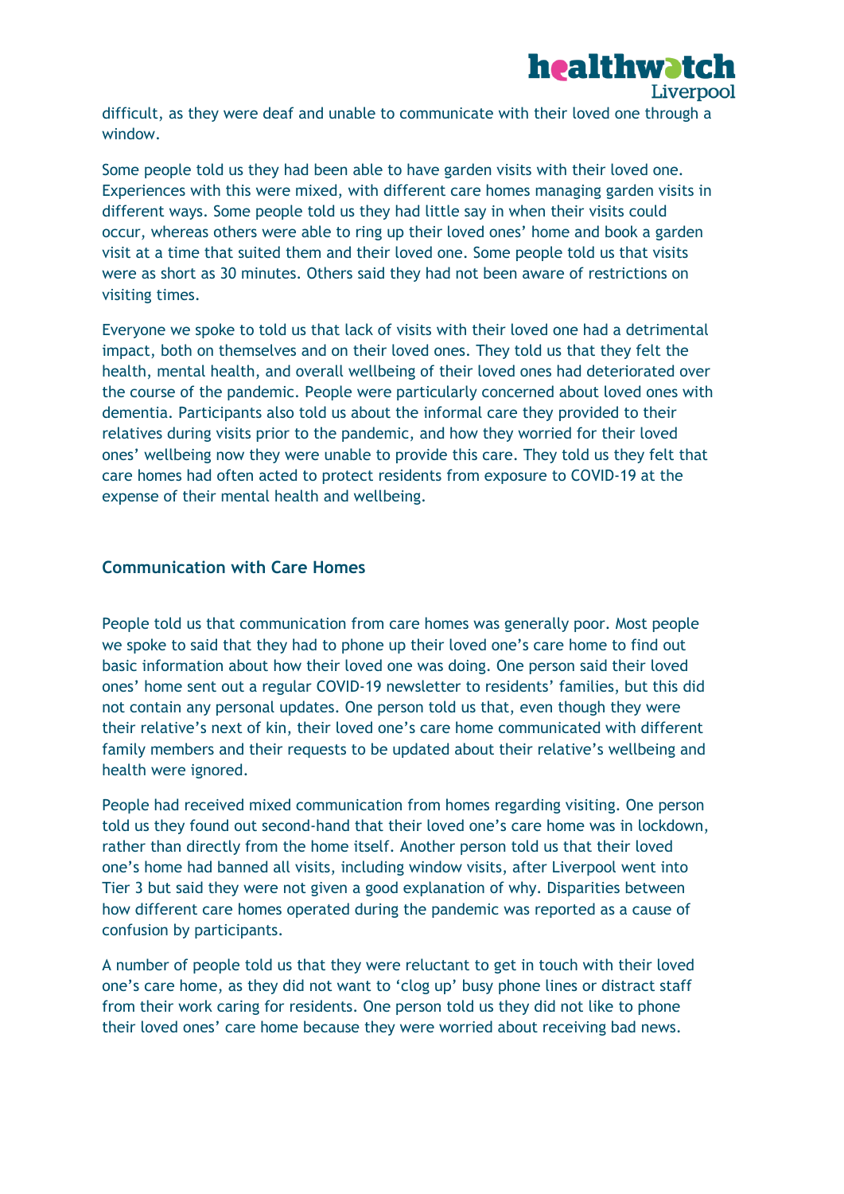difficult, as they were deaf and unable to communicate with their loved one through a window.

Some people told us they had been able to have garden visits with their loved one. Experiences with this were mixed, with different care homes managing garden visits in different ways. Some people told us they had little say in when their visits could occur, whereas others were able to ring up their loved ones' home and book a garden visit at a time that suited them and their loved one. Some people told us that visits were as short as 30 minutes. Others said they had not been aware of restrictions on visiting times.

Everyone we spoke to told us that lack of visits with their loved one had a detrimental impact, both on themselves and on their loved ones. They told us that they felt the health, mental health, and overall wellbeing of their loved ones had deteriorated over the course of the pandemic. People were particularly concerned about loved ones with dementia. Participants also told us about the informal care they provided to their relatives during visits prior to the pandemic, and how they worried for their loved ones' wellbeing now they were unable to provide this care. They told us they felt that care homes had often acted to protect residents from exposure to COVID-19 at the expense of their mental health and wellbeing.

### Communication with Care Homes

People told us that communication from care homes was generally poor. Most people we spoke to said that they had to phone up their loved one's care home to find out basic information about how their loved one was doing. One person said their loved ones' home sent out a regular COVID-19 newsletter to residents' families, but this did not contain any personal updates. One person told us that, even though they were their relative's next of kin, their loved one's care home communicated with different family members and their requests to be updated about their relative's wellbeing and health were ignored.

People had received mixed communication from homes regarding visiting. One person told us they found out second-hand that their loved one's care home was in lockdown, rather than directly from the home itself. Another person told us that their loved one's home had banned all visits, including window visits, after Liverpool went into Tier 3 but said they were not given a good explanation of why. Disparities between how different care homes operated during the pandemic was reported as a cause of confusion by participants.

A number of people told us that they were reluctant to get in touch with their loved one's care home, as they did not want to 'clog up' busy phone lines or distract staff from their work caring for residents. One person told us they did not like to phone their loved ones' care home because they were worried about receiving bad news.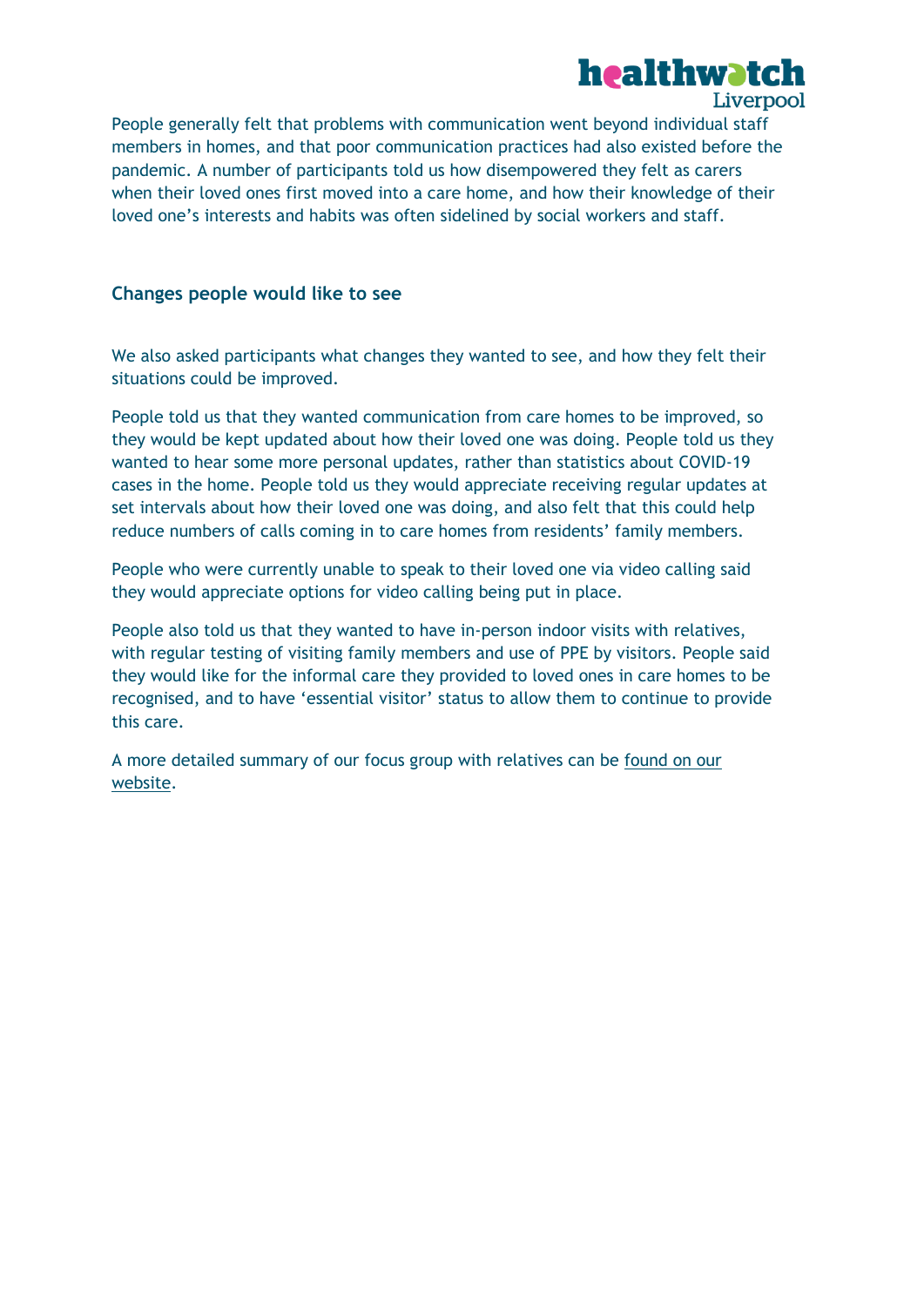People generally felt that problems with communication went beyond individual staff members in homes, and that poor communication practices had also existed before the pandemic. A number of participants told us how disempowered they felt as carers when their loved ones first moved into a care home, and how their knowledge of their loved one's interests and habits was often sidelined by social workers and staff.

### Changes people would like to see

We also asked participants what changes they wanted to see, and how they felt their situations could be improved.

People told us that they wanted communication from care homes to be improved, so they would be kept updated about how their loved one was doing. People told us they wanted to hear some more personal updates, rather than statistics about COVID-19 cases in the home. People told us they would appreciate receiving regular updates at set intervals about how their loved one was doing, and also felt that this could help reduce numbers of calls coming in to care homes from residents' family members.

People who were currently unable to speak to their loved one via video calling said they would appreciate options for video calling being put in place.

People also told us that they wanted to have in-person indoor visits with relatives, with regular testing of visiting family members and use of PPE by visitors. People said they would like for the informal care they provided to loved ones in care homes to be recognised, and to have 'essential visitor' status to allow them to continue to provide this care.

A more detailed summary of our focus group with relatives can be found on our website.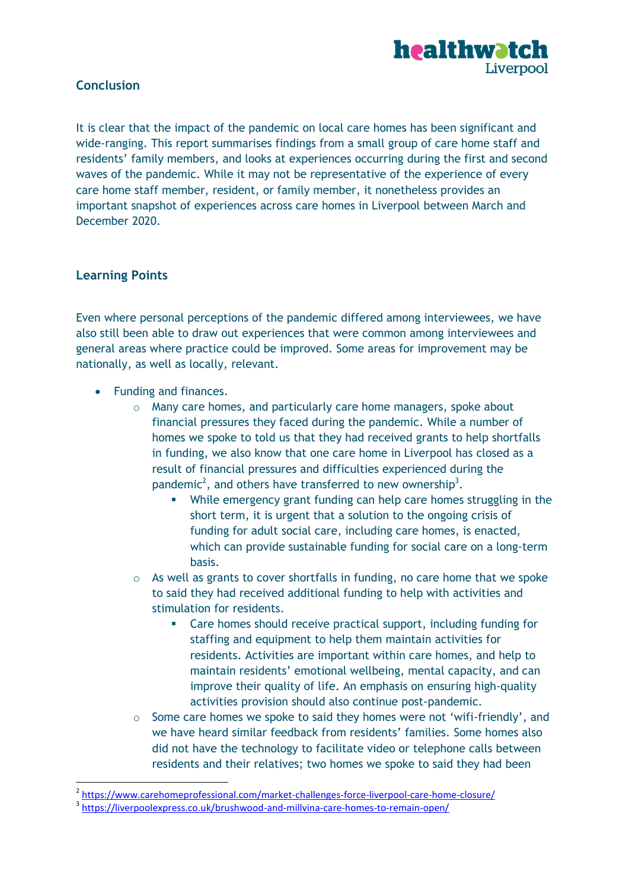## Conclusion

It is clear that the impact of the pandemic on local care homes has been significant and wide-ranging. This report summarises findings from a small group of care home staff and residents' family members, and looks at experiences occurring during the first and second waves of the pandemic. While it may not be representative of the experience of every care home staff member, resident, or family member, it nonetheless provides an important snapshot of experiences across care homes in Liverpool between March and December 2020.

## Learning Points

Even where personal perceptions of the pandemic differed among interviewees, we have also still been able to draw out experiences that were common among interviewees and general areas where practice could be improved. Some areas for improvement may be nationally, as well as locally, relevant.

- Funding and finances.
  - Many care homes, and particularly care home managers, spoke about financial pressures they faced during the pandemic. While a number of homes we spoke to told us that they had received grants to help shortfalls in funding, we also know that one care home in Liverpool has closed as a result of financial pressures and difficulties experienced during the pandemic[2], and others have transferred to new ownership[3].
    - While emergency grant funding can help care homes struggling in the short term, it is urgent that a solution to the ongoing crisis of funding for adult social care, including care homes, is enacted, which can provide sustainable funding for social care on a long-term basis.
  - As well as grants to cover shortfalls in funding, no care home that we spoke to said they had received additional funding to help with activities and stimulation for residents.
    - Care homes should receive practical support, including funding for staffing and equipment to help them maintain activities for residents. Activities are important within care homes, and help to maintain residents' emotional wellbeing, mental capacity, and can improve their quality of life. An emphasis on ensuring high-quality activities provision should also continue post-pandemic.
  - Some care homes we spoke to said they homes were not 'wifi-friendly', and we have heard similar feedback from residents' families. Some homes also did not have the technology to facilitate video or telephone calls between residents and their relatives; two homes we spoke to said they had been

[2] https://www.carehomeprofessional.com/market-challenges-force-liverpool-care-home-closure/

[3] https://liverpoolexpress.co.uk/brushwood-and-millvina-care-homes-to-remain-open/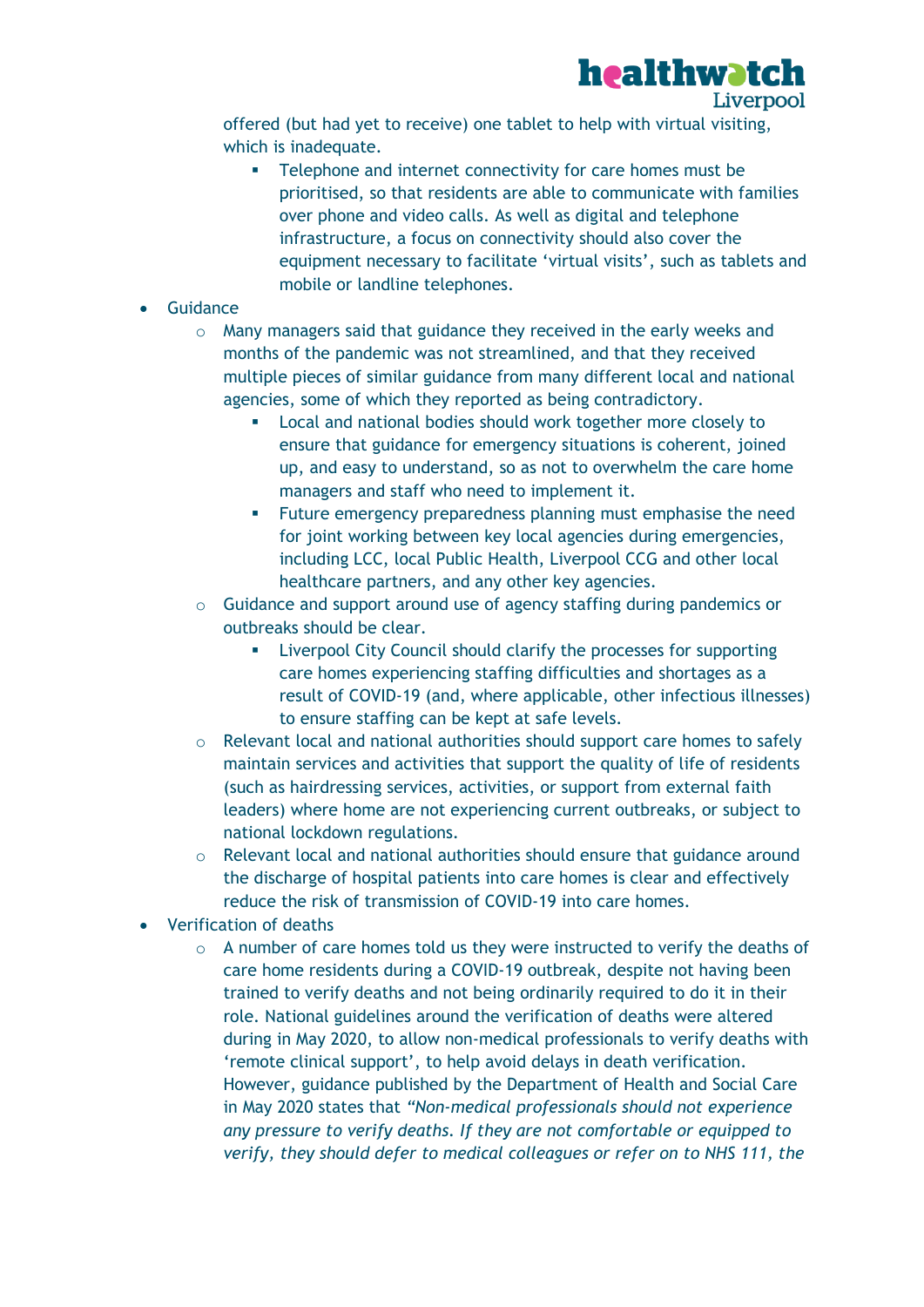offered (but had yet to receive) one tablet to help with virtual visiting, which is inadequate.

        - Telephone and internet connectivity for care homes must be prioritised, so that residents are able to communicate with families over phone and video calls. As well as digital and telephone infrastructure, a focus on connectivity should also cover the equipment necessary to facilitate 'virtual visits', such as tablets and mobile or landline telephones.

- Guidance
    - Many managers said that guidance they received in the early weeks and months of the pandemic was not streamlined, and that they received multiple pieces of similar guidance from many different local and national agencies, some of which they reported as being contradictory.
        - Local and national bodies should work together more closely to ensure that guidance for emergency situations is coherent, joined up, and easy to understand, so as not to overwhelm the care home managers and staff who need to implement it.
        - Future emergency preparedness planning must emphasise the need for joint working between key local agencies during emergencies, including LCC, local Public Health, Liverpool CCG and other local healthcare partners, and any other key agencies.
    - Guidance and support around use of agency staffing during pandemics or outbreaks should be clear.
        - Liverpool City Council should clarify the processes for supporting care homes experiencing staffing difficulties and shortages as a result of COVID-19 (and, where applicable, other infectious illnesses) to ensure staffing can be kept at safe levels.
    - Relevant local and national authorities should support care homes to safely maintain services and activities that support the quality of life of residents (such as hairdressing services, activities, or support from external faith leaders) where home are not experiencing current outbreaks, or subject to national lockdown regulations.
    - Relevant local and national authorities should ensure that guidance around the discharge of hospital patients into care homes is clear and effectively reduce the risk of transmission of COVID-19 into care homes.
- Verification of deaths
    - A number of care homes told us they were instructed to verify the deaths of care home residents during a COVID-19 outbreak, despite not having been trained to verify deaths and not being ordinarily required to do it in their role. National guidelines around the verification of deaths were altered during in May 2020, to allow non-medical professionals to verify deaths with 'remote clinical support', to help avoid delays in death verification. However, guidance published by the Department of Health and Social Care in May 2020 states that *"Non-medical professionals should not experience any pressure to verify deaths. If they are not comfortable or equipped to verify, they should defer to medical colleagues or refer on to NHS 111, the*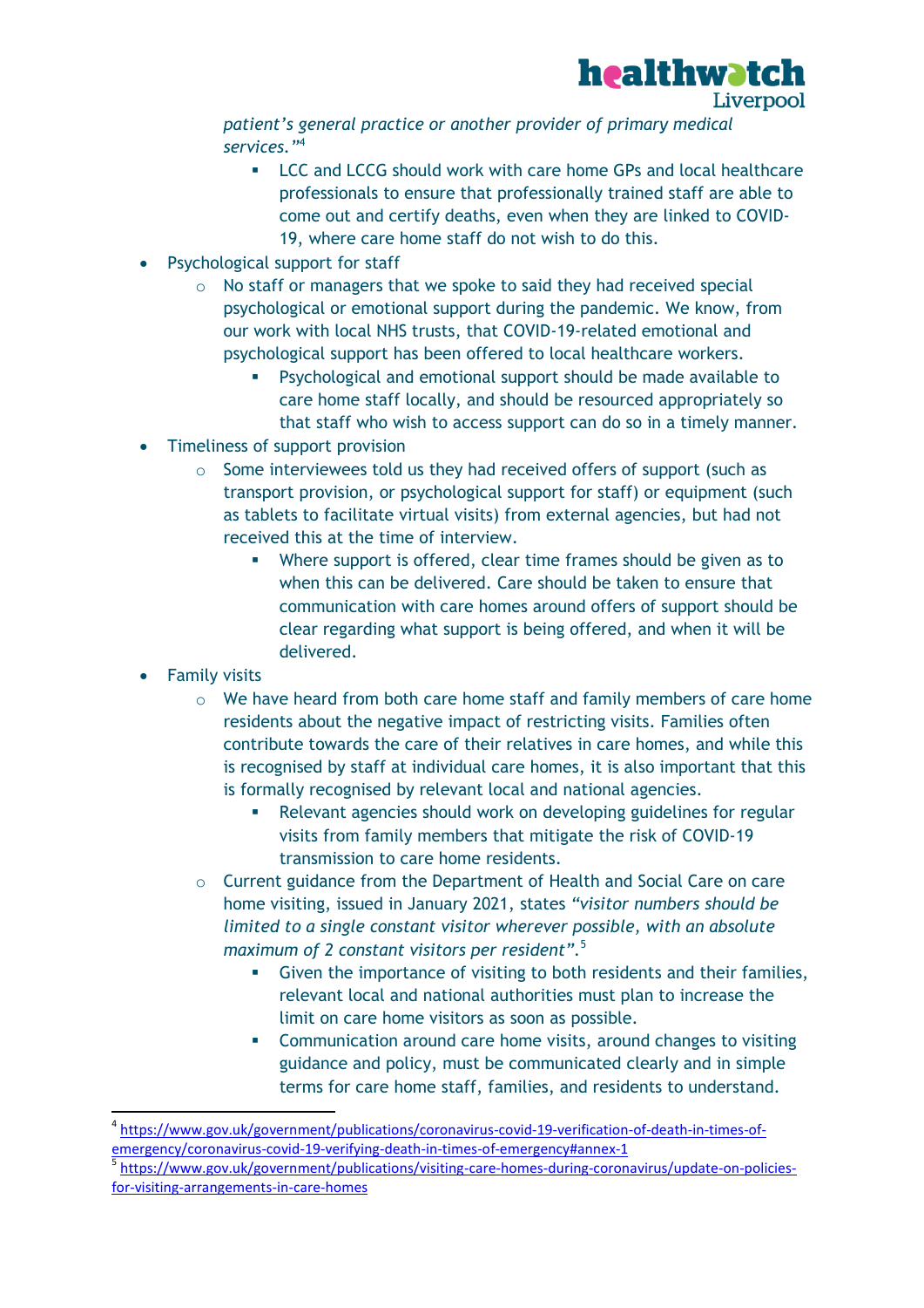*patient's general practice or another provider of primary medical services."*[4]

        - LCC and LCCG should work with care home GPs and local healthcare professionals to ensure that professionally trained staff are able to come out and certify deaths, even when they are linked to COVID-19, where care home staff do not wish to do this.

- Psychological support for staff
    - No staff or managers that we spoke to said they had received special psychological or emotional support during the pandemic. We know, from our work with local NHS trusts, that COVID-19-related emotional and psychological support has been offered to local healthcare workers.
        - Psychological and emotional support should be made available to care home staff locally, and should be resourced appropriately so that staff who wish to access support can do so in a timely manner.
- Timeliness of support provision
    - Some interviewees told us they had received offers of support (such as transport provision, or psychological support for staff) or equipment (such as tablets to facilitate virtual visits) from external agencies, but had not received this at the time of interview.
        - Where support is offered, clear time frames should be given as to when this can be delivered. Care should be taken to ensure that communication with care homes around offers of support should be clear regarding what support is being offered, and when it will be delivered.
- Family visits
    - We have heard from both care home staff and family members of care home residents about the negative impact of restricting visits. Families often contribute towards the care of their relatives in care homes, and while this is recognised by staff at individual care homes, it is also important that this is formally recognised by relevant local and national agencies.
        - Relevant agencies should work on developing guidelines for regular visits from family members that mitigate the risk of COVID-19 transmission to care home residents.
    - Current guidance from the Department of Health and Social Care on care home visiting, issued in January 2021, states *"visitor numbers should be limited to a single constant visitor wherever possible, with an absolute maximum of 2 constant visitors per resident"*.[5]
        - Given the importance of visiting to both residents and their families, relevant local and national authorities must plan to increase the limit on care home visitors as soon as possible.
        - Communication around care home visits, around changes to visiting guidance and policy, must be communicated clearly and in simple terms for care home staff, families, and residents to understand.

---

[4] https://www.gov.uk/government/publications/coronavirus-covid-19-verification-of-death-in-times-of-emergency/coronavirus-covid-19-verifying-death-in-times-of-emergency#annex-1

[5] https://www.gov.uk/government/publications/visiting-care-homes-during-coronavirus/update-on-policies-for-visiting-arrangements-in-care-homes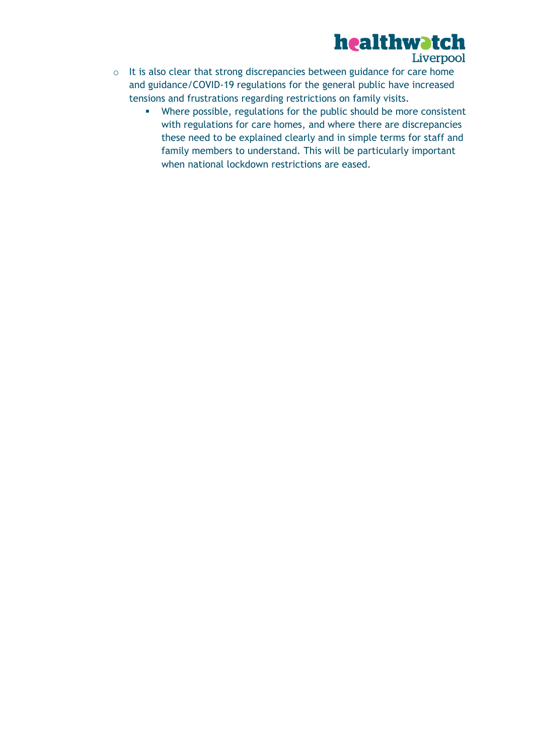- It is also clear that strong discrepancies between guidance for care home and guidance/COVID-19 regulations for the general public have increased tensions and frustrations regarding restrictions on family visits.
    - Where possible, regulations for the public should be more consistent with regulations for care homes, and where there are discrepancies these need to be explained clearly and in simple terms for staff and family members to understand. This will be particularly important when national lockdown restrictions are eased.